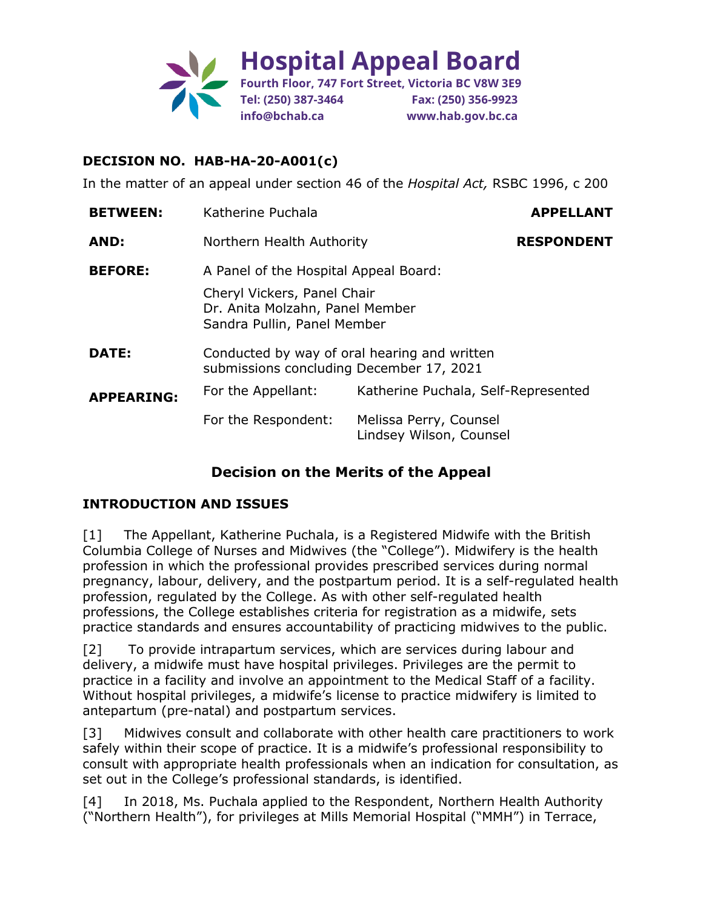**Hospital Appeal Board**
Fourth Floor, 747 Fort Street, Victoria BC V8W 3E9
Tel: (250) 387-3464 Fax: (250) 356-9923
info@bchab.ca www.hab.gov.bc.ca

## DECISION NO. HAB-HA-20-A001(c)

In the matter of an appeal under section 46 of the *Hospital Act,* RSBC 1996, c 200

| | | |
|---|---|---|
| **BETWEEN:** | Katherine Puchala | **APPELLANT** |
| **AND:** | Northern Health Authority | **RESPONDENT** |
| **BEFORE:** | A Panel of the Hospital Appeal Board:<br>Cheryl Vickers, Panel Chair<br>Dr. Anita Molzahn, Panel Member<br>Sandra Pullin, Panel Member | |
| **DATE:** | Conducted by way of oral hearing and written submissions concluding December 17, 2021 | |
| **APPEARING:** | For the Appellant: | Katherine Puchala, Self-Represented |
| | For the Respondent: | Melissa Perry, Counsel<br>Lindsey Wilson, Counsel |

## Decision on the Merits of the Appeal

### INTRODUCTION AND ISSUES

[1] The Appellant, Katherine Puchala, is a Registered Midwife with the British Columbia College of Nurses and Midwives (the "College"). Midwifery is the health profession in which the professional provides prescribed services during normal pregnancy, labour, delivery, and the postpartum period. It is a self-regulated health profession, regulated by the College. As with other self-regulated health professions, the College establishes criteria for registration as a midwife, sets practice standards and ensures accountability of practicing midwives to the public.

[2] To provide intrapartum services, which are services during labour and delivery, a midwife must have hospital privileges. Privileges are the permit to practice in a facility and involve an appointment to the Medical Staff of a facility. Without hospital privileges, a midwife's license to practice midwifery is limited to antepartum (pre-natal) and postpartum services.

[3] Midwives consult and collaborate with other health care practitioners to work safely within their scope of practice. It is a midwife's professional responsibility to consult with appropriate health professionals when an indication for consultation, as set out in the College's professional standards, is identified.

[4] In 2018, Ms. Puchala applied to the Respondent, Northern Health Authority ("Northern Health"), for privileges at Mills Memorial Hospital ("MMH") in Terrace,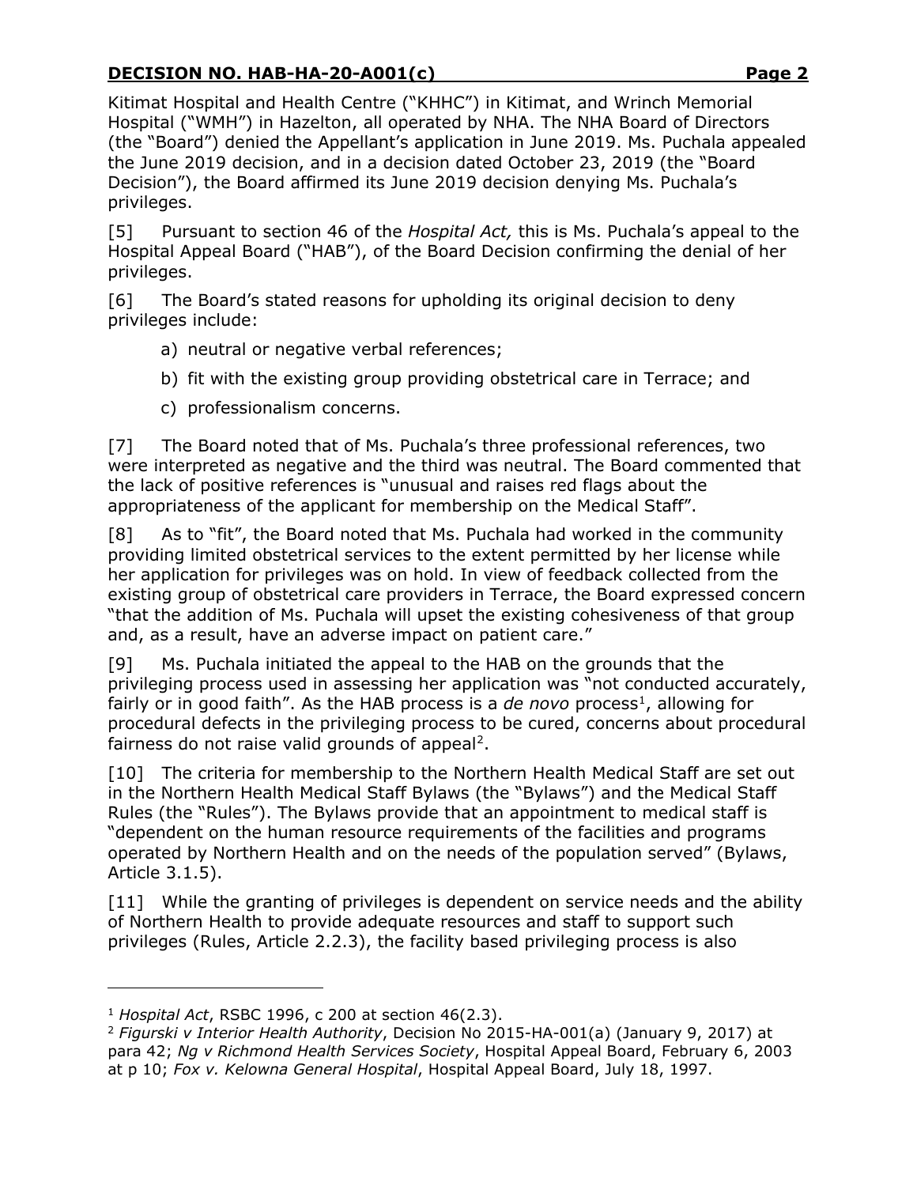Kitimat Hospital and Health Centre ("KHHC") in Kitimat, and Wrinch Memorial Hospital ("WMH") in Hazelton, all operated by NHA. The NHA Board of Directors (the "Board") denied the Appellant's application in June 2019. Ms. Puchala appealed the June 2019 decision, and in a decision dated October 23, 2019 (the "Board Decision"), the Board affirmed its June 2019 decision denying Ms. Puchala's privileges.

[5] Pursuant to section 46 of the *Hospital Act,* this is Ms. Puchala's appeal to the Hospital Appeal Board ("HAB"), of the Board Decision confirming the denial of her privileges.

[6] The Board's stated reasons for upholding its original decision to deny privileges include:

a) neutral or negative verbal references;

b) fit with the existing group providing obstetrical care in Terrace; and

c) professionalism concerns.

[7] The Board noted that of Ms. Puchala's three professional references, two were interpreted as negative and the third was neutral. The Board commented that the lack of positive references is "unusual and raises red flags about the appropriateness of the applicant for membership on the Medical Staff".

[8] As to "fit", the Board noted that Ms. Puchala had worked in the community providing limited obstetrical services to the extent permitted by her license while her application for privileges was on hold. In view of feedback collected from the existing group of obstetrical care providers in Terrace, the Board expressed concern "that the addition of Ms. Puchala will upset the existing cohesiveness of that group and, as a result, have an adverse impact on patient care."

[9] Ms. Puchala initiated the appeal to the HAB on the grounds that the privileging process used in assessing her application was "not conducted accurately, fairly or in good faith". As the HAB process is a *de novo* process[1], allowing for procedural defects in the privileging process to be cured, concerns about procedural fairness do not raise valid grounds of appeal[2].

[10] The criteria for membership to the Northern Health Medical Staff are set out in the Northern Health Medical Staff Bylaws (the "Bylaws") and the Medical Staff Rules (the "Rules"). The Bylaws provide that an appointment to medical staff is "dependent on the human resource requirements of the facilities and programs operated by Northern Health and on the needs of the population served" (Bylaws, Article 3.1.5).

[11] While the granting of privileges is dependent on service needs and the ability of Northern Health to provide adequate resources and staff to support such privileges (Rules, Article 2.2.3), the facility based privileging process is also

---

[1] *Hospital Act*, RSBC 1996, c 200 at section 46(2.3).

[2] *Figurski v Interior Health Authority*, Decision No 2015-HA-001(a) (January 9, 2017) at para 42; *Ng v Richmond Health Services Society*, Hospital Appeal Board, February 6, 2003 at p 10; *Fox v. Kelowna General Hospital*, Hospital Appeal Board, July 18, 1997.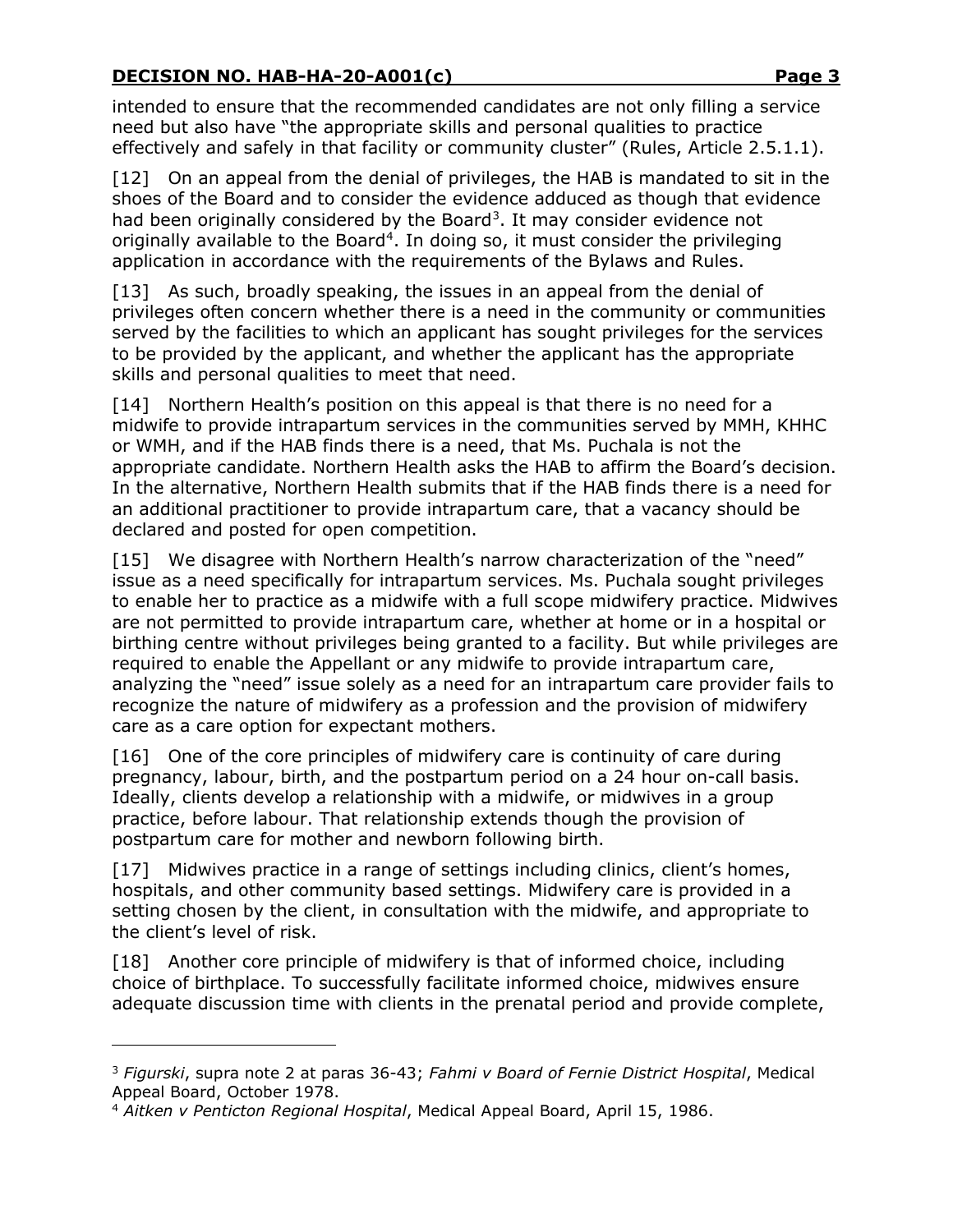intended to ensure that the recommended candidates are not only filling a service need but also have "the appropriate skills and personal qualities to practice effectively and safely in that facility or community cluster" (Rules, Article 2.5.1.1).

[12] On an appeal from the denial of privileges, the HAB is mandated to sit in the shoes of the Board and to consider the evidence adduced as though that evidence had been originally considered by the Board[3]. It may consider evidence not originally available to the Board[4]. In doing so, it must consider the privileging application in accordance with the requirements of the Bylaws and Rules.

[13] As such, broadly speaking, the issues in an appeal from the denial of privileges often concern whether there is a need in the community or communities served by the facilities to which an applicant has sought privileges for the services to be provided by the applicant, and whether the applicant has the appropriate skills and personal qualities to meet that need.

[14] Northern Health's position on this appeal is that there is no need for a midwife to provide intrapartum services in the communities served by MMH, KHHC or WMH, and if the HAB finds there is a need, that Ms. Puchala is not the appropriate candidate. Northern Health asks the HAB to affirm the Board's decision. In the alternative, Northern Health submits that if the HAB finds there is a need for an additional practitioner to provide intrapartum care, that a vacancy should be declared and posted for open competition.

[15] We disagree with Northern Health's narrow characterization of the "need" issue as a need specifically for intrapartum services. Ms. Puchala sought privileges to enable her to practice as a midwife with a full scope midwifery practice. Midwives are not permitted to provide intrapartum care, whether at home or in a hospital or birthing centre without privileges being granted to a facility. But while privileges are required to enable the Appellant or any midwife to provide intrapartum care, analyzing the "need" issue solely as a need for an intrapartum care provider fails to recognize the nature of midwifery as a profession and the provision of midwifery care as a care option for expectant mothers.

[16] One of the core principles of midwifery care is continuity of care during pregnancy, labour, birth, and the postpartum period on a 24 hour on-call basis. Ideally, clients develop a relationship with a midwife, or midwives in a group practice, before labour. That relationship extends though the provision of postpartum care for mother and newborn following birth.

[17] Midwives practice in a range of settings including clinics, client's homes, hospitals, and other community based settings. Midwifery care is provided in a setting chosen by the client, in consultation with the midwife, and appropriate to the client's level of risk.

[18] Another core principle of midwifery is that of informed choice, including choice of birthplace. To successfully facilitate informed choice, midwives ensure adequate discussion time with clients in the prenatal period and provide complete,

---

[3] *Figurski*, supra note 2 at paras 36-43; *Fahmi v Board of Fernie District Hospital*, Medical Appeal Board, October 1978.

[4] *Aitken v Penticton Regional Hospital*, Medical Appeal Board, April 15, 1986.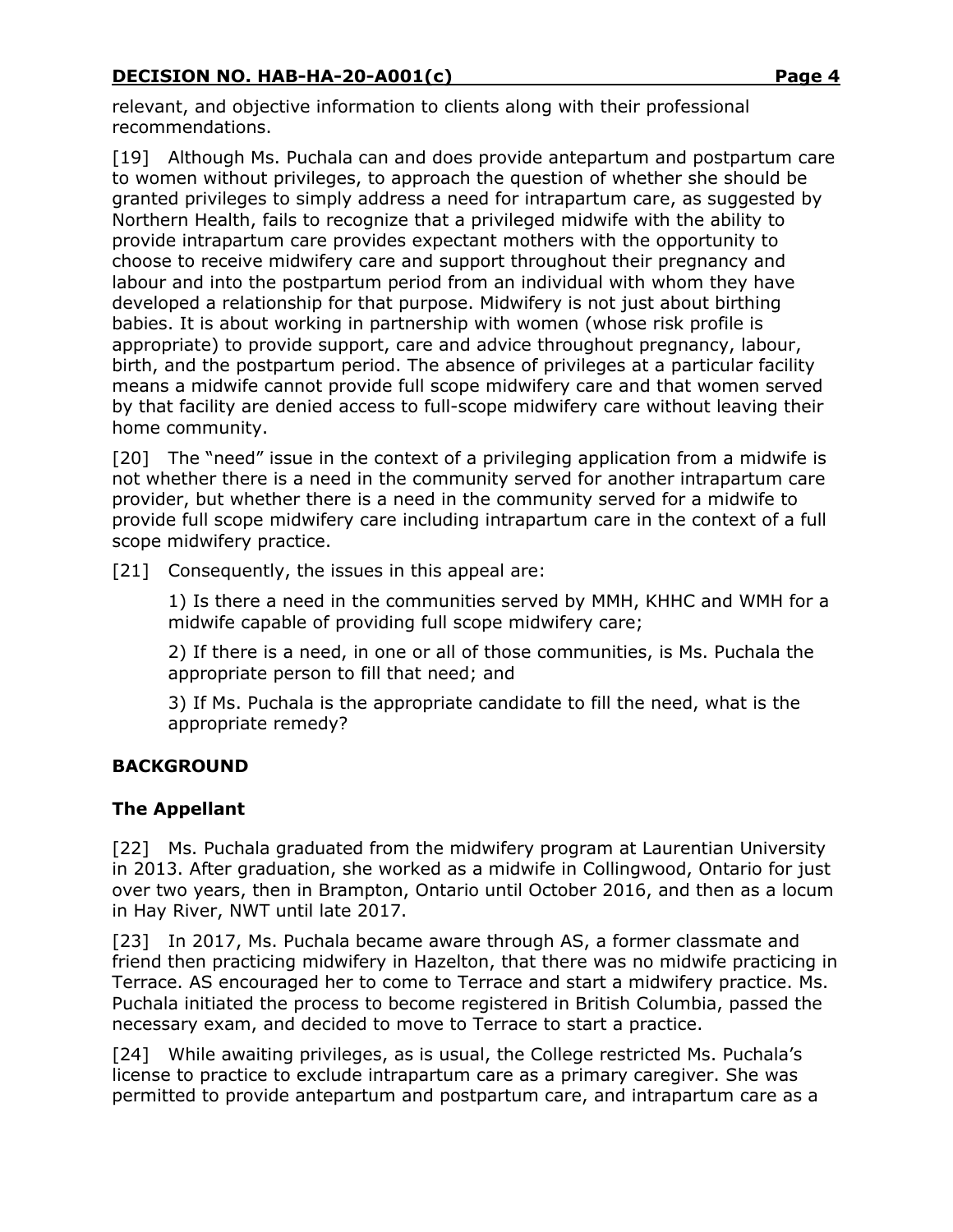relevant, and objective information to clients along with their professional recommendations.

[19] Although Ms. Puchala can and does provide antepartum and postpartum care to women without privileges, to approach the question of whether she should be granted privileges to simply address a need for intrapartum care, as suggested by Northern Health, fails to recognize that a privileged midwife with the ability to provide intrapartum care provides expectant mothers with the opportunity to choose to receive midwifery care and support throughout their pregnancy and labour and into the postpartum period from an individual with whom they have developed a relationship for that purpose. Midwifery is not just about birthing babies. It is about working in partnership with women (whose risk profile is appropriate) to provide support, care and advice throughout pregnancy, labour, birth, and the postpartum period. The absence of privileges at a particular facility means a midwife cannot provide full scope midwifery care and that women served by that facility are denied access to full-scope midwifery care without leaving their home community.

[20] The "need" issue in the context of a privileging application from a midwife is not whether there is a need in the community served for another intrapartum care provider, but whether there is a need in the community served for a midwife to provide full scope midwifery care including intrapartum care in the context of a full scope midwifery practice.

[21] Consequently, the issues in this appeal are:

> 1) Is there a need in the communities served by MMH, KHHC and WMH for a midwife capable of providing full scope midwifery care;
>
> 2) If there is a need, in one or all of those communities, is Ms. Puchala the appropriate person to fill that need; and
>
> 3) If Ms. Puchala is the appropriate candidate to fill the need, what is the appropriate remedy?

## BACKGROUND

### The Appellant

[22] Ms. Puchala graduated from the midwifery program at Laurentian University in 2013. After graduation, she worked as a midwife in Collingwood, Ontario for just over two years, then in Brampton, Ontario until October 2016, and then as a locum in Hay River, NWT until late 2017.

[23] In 2017, Ms. Puchala became aware through AS, a former classmate and friend then practicing midwifery in Hazelton, that there was no midwife practicing in Terrace. AS encouraged her to come to Terrace and start a midwifery practice. Ms. Puchala initiated the process to become registered in British Columbia, passed the necessary exam, and decided to move to Terrace to start a practice.

[24] While awaiting privileges, as is usual, the College restricted Ms. Puchala's license to practice to exclude intrapartum care as a primary caregiver. She was permitted to provide antepartum and postpartum care, and intrapartum care as a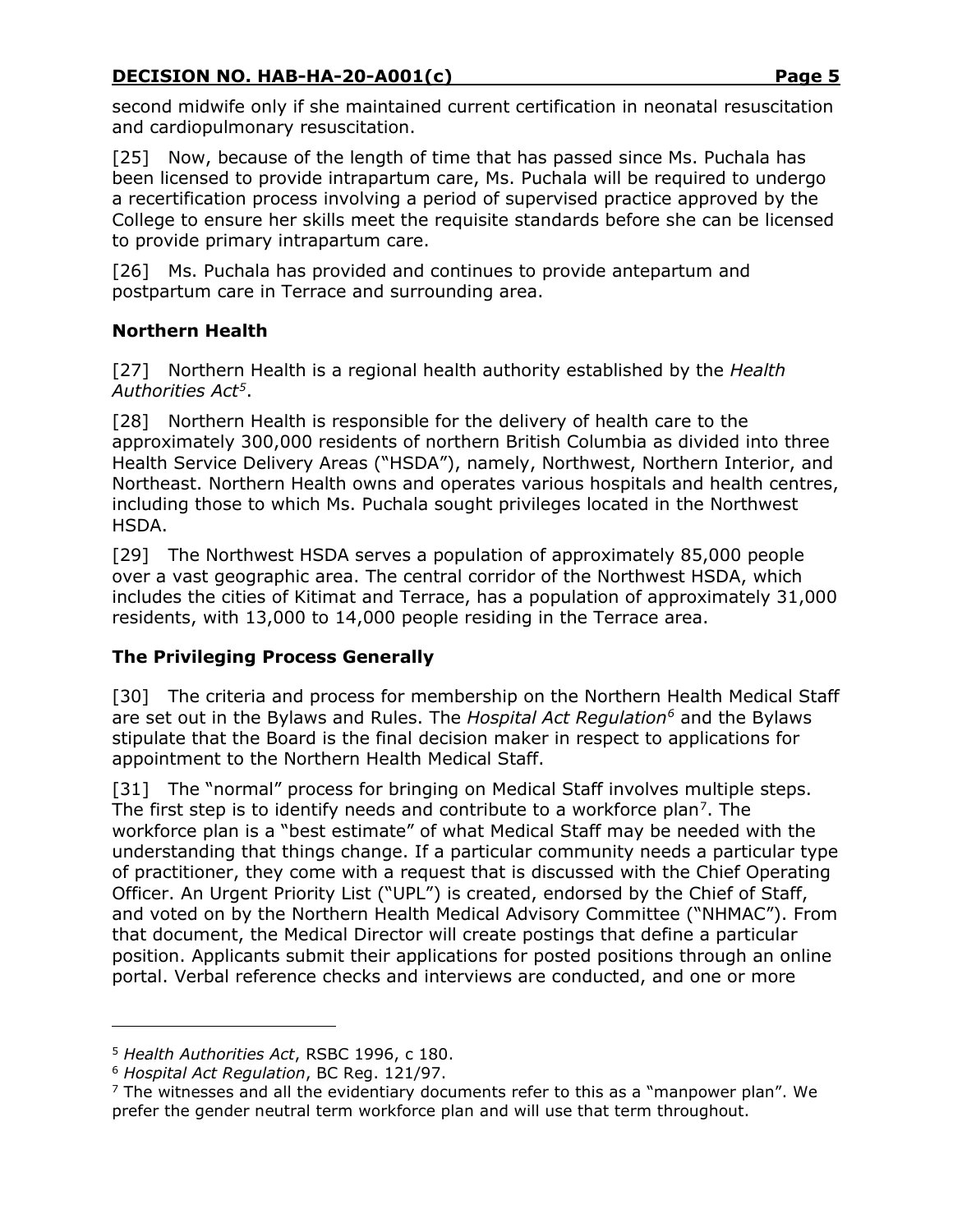second midwife only if she maintained current certification in neonatal resuscitation and cardiopulmonary resuscitation.

[25] Now, because of the length of time that has passed since Ms. Puchala has been licensed to provide intrapartum care, Ms. Puchala will be required to undergo a recertification process involving a period of supervised practice approved by the College to ensure her skills meet the requisite standards before she can be licensed to provide primary intrapartum care.

[26] Ms. Puchala has provided and continues to provide antepartum and postpartum care in Terrace and surrounding area.

### Northern Health

[27] Northern Health is a regional health authority established by the *Health Authorities Act*[5].

[28] Northern Health is responsible for the delivery of health care to the approximately 300,000 residents of northern British Columbia as divided into three Health Service Delivery Areas ("HSDA"), namely, Northwest, Northern Interior, and Northeast. Northern Health owns and operates various hospitals and health centres, including those to which Ms. Puchala sought privileges located in the Northwest HSDA.

[29] The Northwest HSDA serves a population of approximately 85,000 people over a vast geographic area. The central corridor of the Northwest HSDA, which includes the cities of Kitimat and Terrace, has a population of approximately 31,000 residents, with 13,000 to 14,000 people residing in the Terrace area.

### The Privileging Process Generally

[30] The criteria and process for membership on the Northern Health Medical Staff are set out in the Bylaws and Rules. The *Hospital Act Regulation*[6] and the Bylaws stipulate that the Board is the final decision maker in respect to applications for appointment to the Northern Health Medical Staff.

[31] The "normal" process for bringing on Medical Staff involves multiple steps. The first step is to identify needs and contribute to a workforce plan[7]. The workforce plan is a "best estimate" of what Medical Staff may be needed with the understanding that things change. If a particular community needs a particular type of practitioner, they come with a request that is discussed with the Chief Operating Officer. An Urgent Priority List ("UPL") is created, endorsed by the Chief of Staff, and voted on by the Northern Health Medical Advisory Committee ("NHMAC"). From that document, the Medical Director will create postings that define a particular position. Applicants submit their applications for posted positions through an online portal. Verbal reference checks and interviews are conducted, and one or more

---

[5] *Health Authorities Act*, RSBC 1996, c 180.

[6] *Hospital Act Regulation*, BC Reg. 121/97.

[7] The witnesses and all the evidentiary documents refer to this as a "manpower plan". We prefer the gender neutral term workforce plan and will use that term throughout.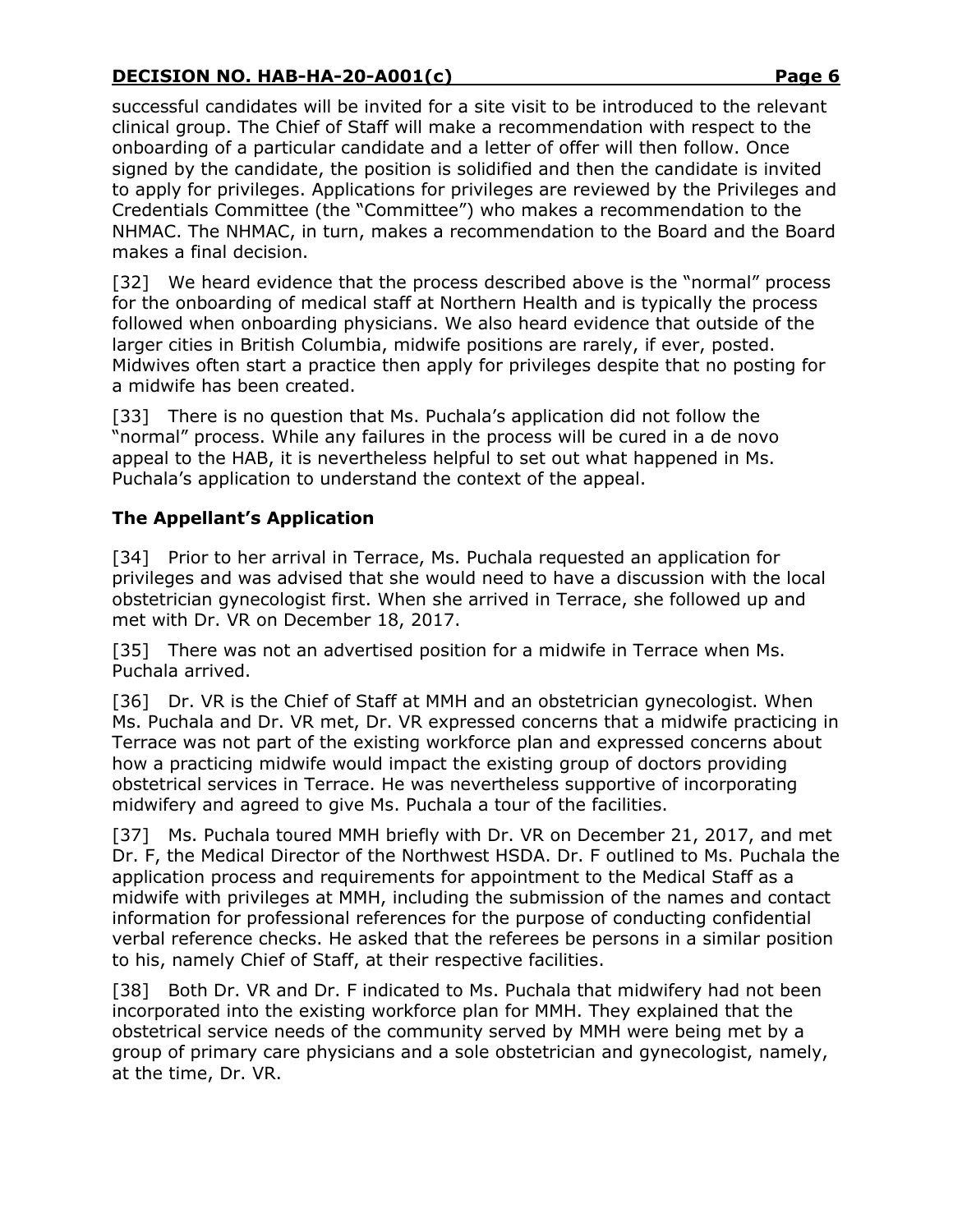successful candidates will be invited for a site visit to be introduced to the relevant clinical group. The Chief of Staff will make a recommendation with respect to the onboarding of a particular candidate and a letter of offer will then follow. Once signed by the candidate, the position is solidified and then the candidate is invited to apply for privileges. Applications for privileges are reviewed by the Privileges and Credentials Committee (the "Committee") who makes a recommendation to the NHMAC. The NHMAC, in turn, makes a recommendation to the Board and the Board makes a final decision.

[32] We heard evidence that the process described above is the "normal" process for the onboarding of medical staff at Northern Health and is typically the process followed when onboarding physicians. We also heard evidence that outside of the larger cities in British Columbia, midwife positions are rarely, if ever, posted. Midwives often start a practice then apply for privileges despite that no posting for a midwife has been created.

[33] There is no question that Ms. Puchala's application did not follow the "normal" process. While any failures in the process will be cured in a de novo appeal to the HAB, it is nevertheless helpful to set out what happened in Ms. Puchala's application to understand the context of the appeal.

## The Appellant's Application

[34] Prior to her arrival in Terrace, Ms. Puchala requested an application for privileges and was advised that she would need to have a discussion with the local obstetrician gynecologist first. When she arrived in Terrace, she followed up and met with Dr. VR on December 18, 2017.

[35] There was not an advertised position for a midwife in Terrace when Ms. Puchala arrived.

[36] Dr. VR is the Chief of Staff at MMH and an obstetrician gynecologist. When Ms. Puchala and Dr. VR met, Dr. VR expressed concerns that a midwife practicing in Terrace was not part of the existing workforce plan and expressed concerns about how a practicing midwife would impact the existing group of doctors providing obstetrical services in Terrace. He was nevertheless supportive of incorporating midwifery and agreed to give Ms. Puchala a tour of the facilities.

[37] Ms. Puchala toured MMH briefly with Dr. VR on December 21, 2017, and met Dr. F, the Medical Director of the Northwest HSDA. Dr. F outlined to Ms. Puchala the application process and requirements for appointment to the Medical Staff as a midwife with privileges at MMH, including the submission of the names and contact information for professional references for the purpose of conducting confidential verbal reference checks. He asked that the referees be persons in a similar position to his, namely Chief of Staff, at their respective facilities.

[38] Both Dr. VR and Dr. F indicated to Ms. Puchala that midwifery had not been incorporated into the existing workforce plan for MMH. They explained that the obstetrical service needs of the community served by MMH were being met by a group of primary care physicians and a sole obstetrician and gynecologist, namely, at the time, Dr. VR.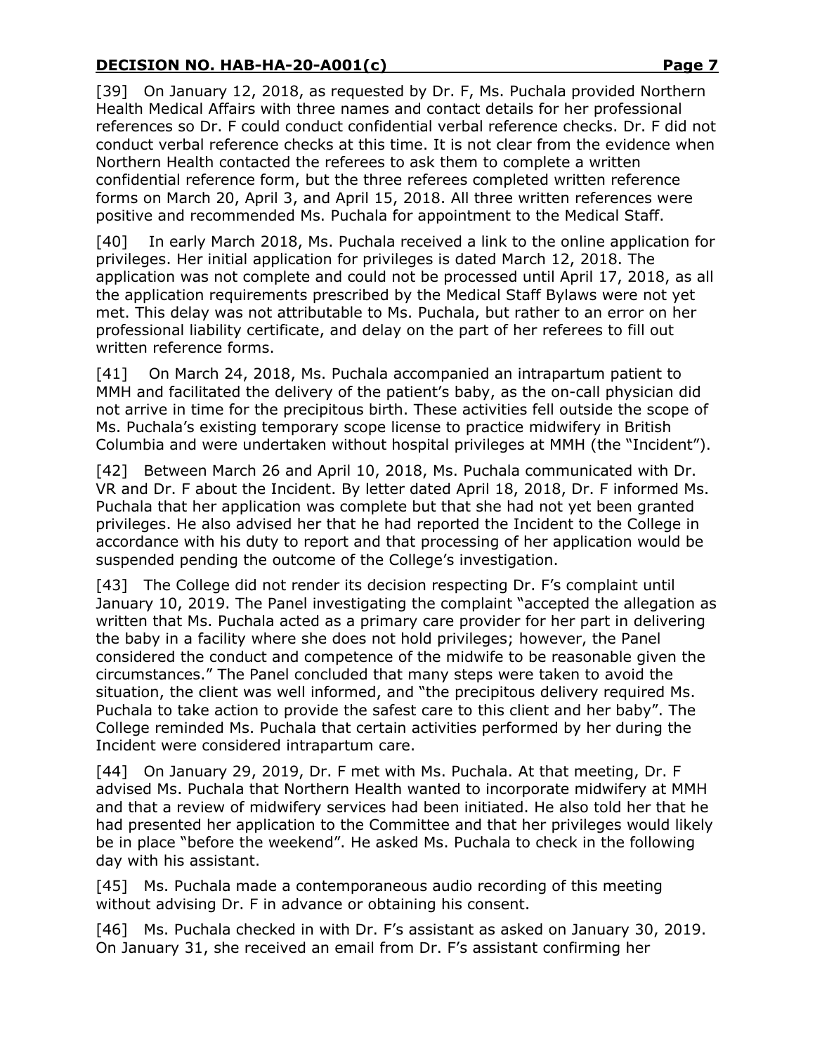[39] On January 12, 2018, as requested by Dr. F, Ms. Puchala provided Northern Health Medical Affairs with three names and contact details for her professional references so Dr. F could conduct confidential verbal reference checks. Dr. F did not conduct verbal reference checks at this time. It is not clear from the evidence when Northern Health contacted the referees to ask them to complete a written confidential reference form, but the three referees completed written reference forms on March 20, April 3, and April 15, 2018. All three written references were positive and recommended Ms. Puchala for appointment to the Medical Staff.

[40] In early March 2018, Ms. Puchala received a link to the online application for privileges. Her initial application for privileges is dated March 12, 2018. The application was not complete and could not be processed until April 17, 2018, as all the application requirements prescribed by the Medical Staff Bylaws were not yet met. This delay was not attributable to Ms. Puchala, but rather to an error on her professional liability certificate, and delay on the part of her referees to fill out written reference forms.

[41] On March 24, 2018, Ms. Puchala accompanied an intrapartum patient to MMH and facilitated the delivery of the patient's baby, as the on-call physician did not arrive in time for the precipitous birth. These activities fell outside the scope of Ms. Puchala's existing temporary scope license to practice midwifery in British Columbia and were undertaken without hospital privileges at MMH (the "Incident").

[42] Between March 26 and April 10, 2018, Ms. Puchala communicated with Dr. VR and Dr. F about the Incident. By letter dated April 18, 2018, Dr. F informed Ms. Puchala that her application was complete but that she had not yet been granted privileges. He also advised her that he had reported the Incident to the College in accordance with his duty to report and that processing of her application would be suspended pending the outcome of the College's investigation.

[43] The College did not render its decision respecting Dr. F's complaint until January 10, 2019. The Panel investigating the complaint "accepted the allegation as written that Ms. Puchala acted as a primary care provider for her part in delivering the baby in a facility where she does not hold privileges; however, the Panel considered the conduct and competence of the midwife to be reasonable given the circumstances." The Panel concluded that many steps were taken to avoid the situation, the client was well informed, and "the precipitous delivery required Ms. Puchala to take action to provide the safest care to this client and her baby". The College reminded Ms. Puchala that certain activities performed by her during the Incident were considered intrapartum care.

[44] On January 29, 2019, Dr. F met with Ms. Puchala. At that meeting, Dr. F advised Ms. Puchala that Northern Health wanted to incorporate midwifery at MMH and that a review of midwifery services had been initiated. He also told her that he had presented her application to the Committee and that her privileges would likely be in place "before the weekend". He asked Ms. Puchala to check in the following day with his assistant.

[45] Ms. Puchala made a contemporaneous audio recording of this meeting without advising Dr. F in advance or obtaining his consent.

[46] Ms. Puchala checked in with Dr. F's assistant as asked on January 30, 2019. On January 31, she received an email from Dr. F's assistant confirming her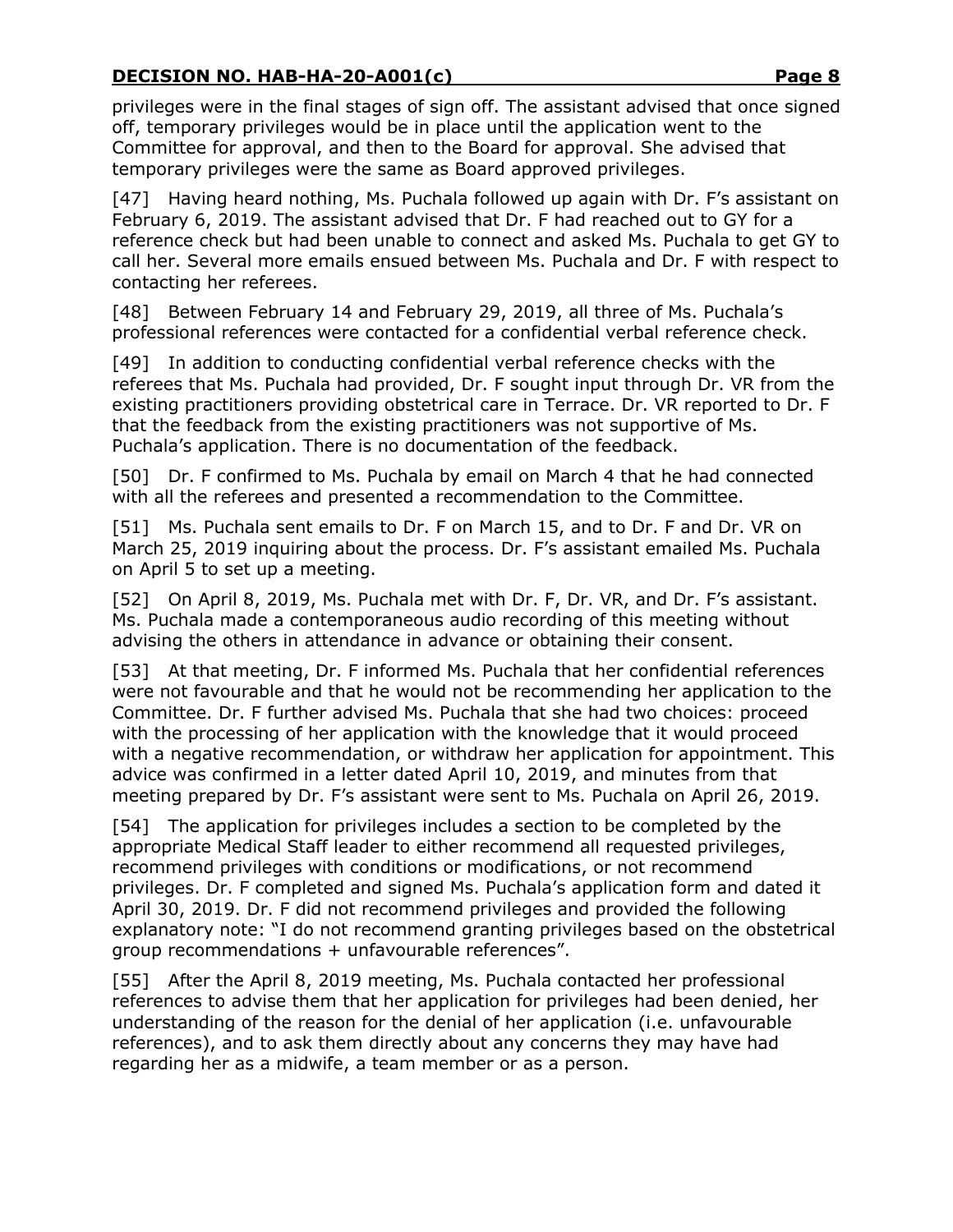privileges were in the final stages of sign off. The assistant advised that once signed off, temporary privileges would be in place until the application went to the Committee for approval, and then to the Board for approval. She advised that temporary privileges were the same as Board approved privileges.

[47] Having heard nothing, Ms. Puchala followed up again with Dr. F's assistant on February 6, 2019. The assistant advised that Dr. F had reached out to GY for a reference check but had been unable to connect and asked Ms. Puchala to get GY to call her. Several more emails ensued between Ms. Puchala and Dr. F with respect to contacting her referees.

[48] Between February 14 and February 29, 2019, all three of Ms. Puchala's professional references were contacted for a confidential verbal reference check.

[49] In addition to conducting confidential verbal reference checks with the referees that Ms. Puchala had provided, Dr. F sought input through Dr. VR from the existing practitioners providing obstetrical care in Terrace. Dr. VR reported to Dr. F that the feedback from the existing practitioners was not supportive of Ms. Puchala's application. There is no documentation of the feedback.

[50] Dr. F confirmed to Ms. Puchala by email on March 4 that he had connected with all the referees and presented a recommendation to the Committee.

[51] Ms. Puchala sent emails to Dr. F on March 15, and to Dr. F and Dr. VR on March 25, 2019 inquiring about the process. Dr. F's assistant emailed Ms. Puchala on April 5 to set up a meeting.

[52] On April 8, 2019, Ms. Puchala met with Dr. F, Dr. VR, and Dr. F's assistant. Ms. Puchala made a contemporaneous audio recording of this meeting without advising the others in attendance in advance or obtaining their consent.

[53] At that meeting, Dr. F informed Ms. Puchala that her confidential references were not favourable and that he would not be recommending her application to the Committee. Dr. F further advised Ms. Puchala that she had two choices: proceed with the processing of her application with the knowledge that it would proceed with a negative recommendation, or withdraw her application for appointment. This advice was confirmed in a letter dated April 10, 2019, and minutes from that meeting prepared by Dr. F's assistant were sent to Ms. Puchala on April 26, 2019.

[54] The application for privileges includes a section to be completed by the appropriate Medical Staff leader to either recommend all requested privileges, recommend privileges with conditions or modifications, or not recommend privileges. Dr. F completed and signed Ms. Puchala's application form and dated it April 30, 2019. Dr. F did not recommend privileges and provided the following explanatory note: "I do not recommend granting privileges based on the obstetrical group recommendations + unfavourable references".

[55] After the April 8, 2019 meeting, Ms. Puchala contacted her professional references to advise them that her application for privileges had been denied, her understanding of the reason for the denial of her application (i.e. unfavourable references), and to ask them directly about any concerns they may have had regarding her as a midwife, a team member or as a person.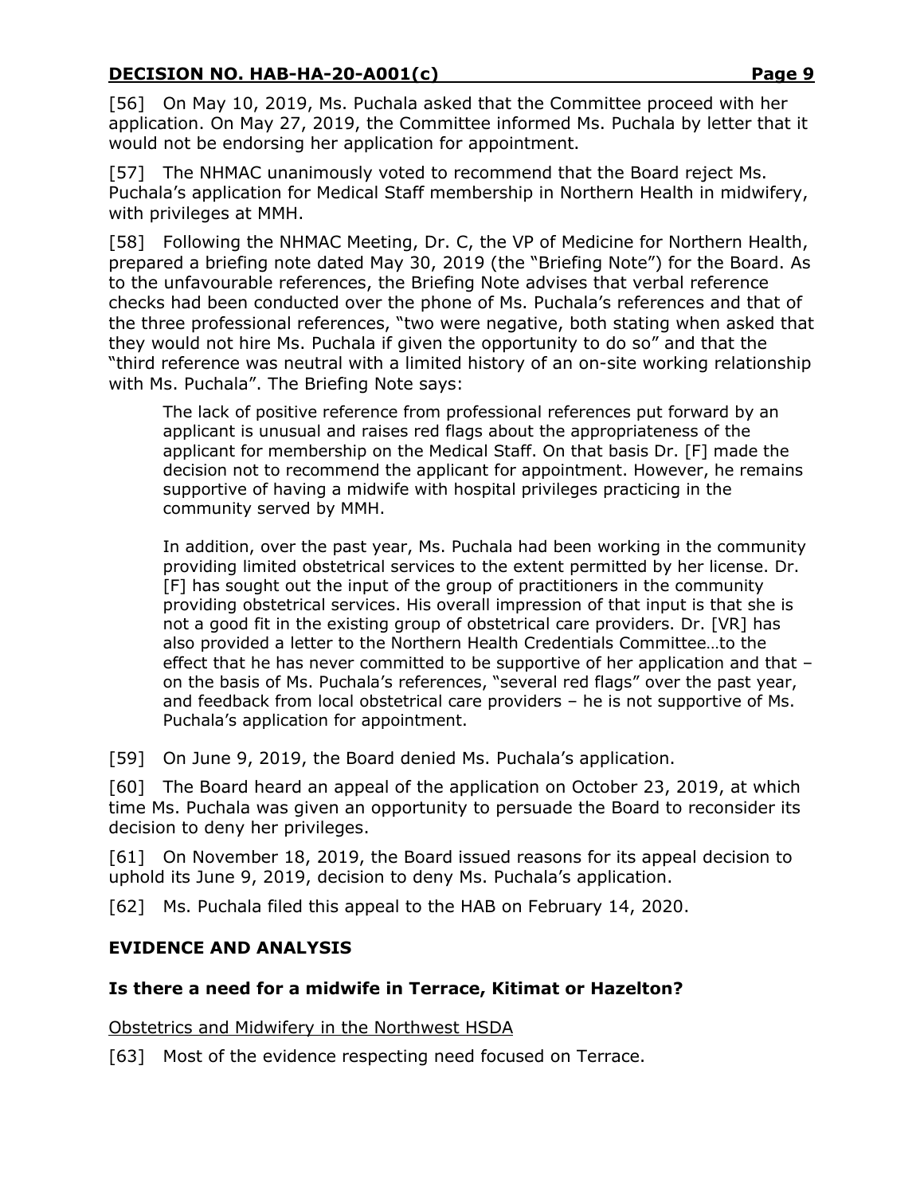[56] On May 10, 2019, Ms. Puchala asked that the Committee proceed with her application. On May 27, 2019, the Committee informed Ms. Puchala by letter that it would not be endorsing her application for appointment.

[57] The NHMAC unanimously voted to recommend that the Board reject Ms. Puchala's application for Medical Staff membership in Northern Health in midwifery, with privileges at MMH.

[58] Following the NHMAC Meeting, Dr. C, the VP of Medicine for Northern Health, prepared a briefing note dated May 30, 2019 (the "Briefing Note") for the Board. As to the unfavourable references, the Briefing Note advises that verbal reference checks had been conducted over the phone of Ms. Puchala's references and that of the three professional references, "two were negative, both stating when asked that they would not hire Ms. Puchala if given the opportunity to do so" and that the "third reference was neutral with a limited history of an on-site working relationship with Ms. Puchala". The Briefing Note says:

> The lack of positive reference from professional references put forward by an applicant is unusual and raises red flags about the appropriateness of the applicant for membership on the Medical Staff. On that basis Dr. [F] made the decision not to recommend the applicant for appointment. However, he remains supportive of having a midwife with hospital privileges practicing in the community served by MMH.
>
> In addition, over the past year, Ms. Puchala had been working in the community providing limited obstetrical services to the extent permitted by her license. Dr. [F] has sought out the input of the group of practitioners in the community providing obstetrical services. His overall impression of that input is that she is not a good fit in the existing group of obstetrical care providers. Dr. [VR] has also provided a letter to the Northern Health Credentials Committee…to the effect that he has never committed to be supportive of her application and that – on the basis of Ms. Puchala's references, "several red flags" over the past year, and feedback from local obstetrical care providers – he is not supportive of Ms. Puchala's application for appointment.

[59] On June 9, 2019, the Board denied Ms. Puchala's application.

[60] The Board heard an appeal of the application on October 23, 2019, at which time Ms. Puchala was given an opportunity to persuade the Board to reconsider its decision to deny her privileges.

[61] On November 18, 2019, the Board issued reasons for its appeal decision to uphold its June 9, 2019, decision to deny Ms. Puchala's application.

[62] Ms. Puchala filed this appeal to the HAB on February 14, 2020.

## EVIDENCE AND ANALYSIS

### Is there a need for a midwife in Terrace, Kitimat or Hazelton?

Obstetrics and Midwifery in the Northwest HSDA

[63] Most of the evidence respecting need focused on Terrace.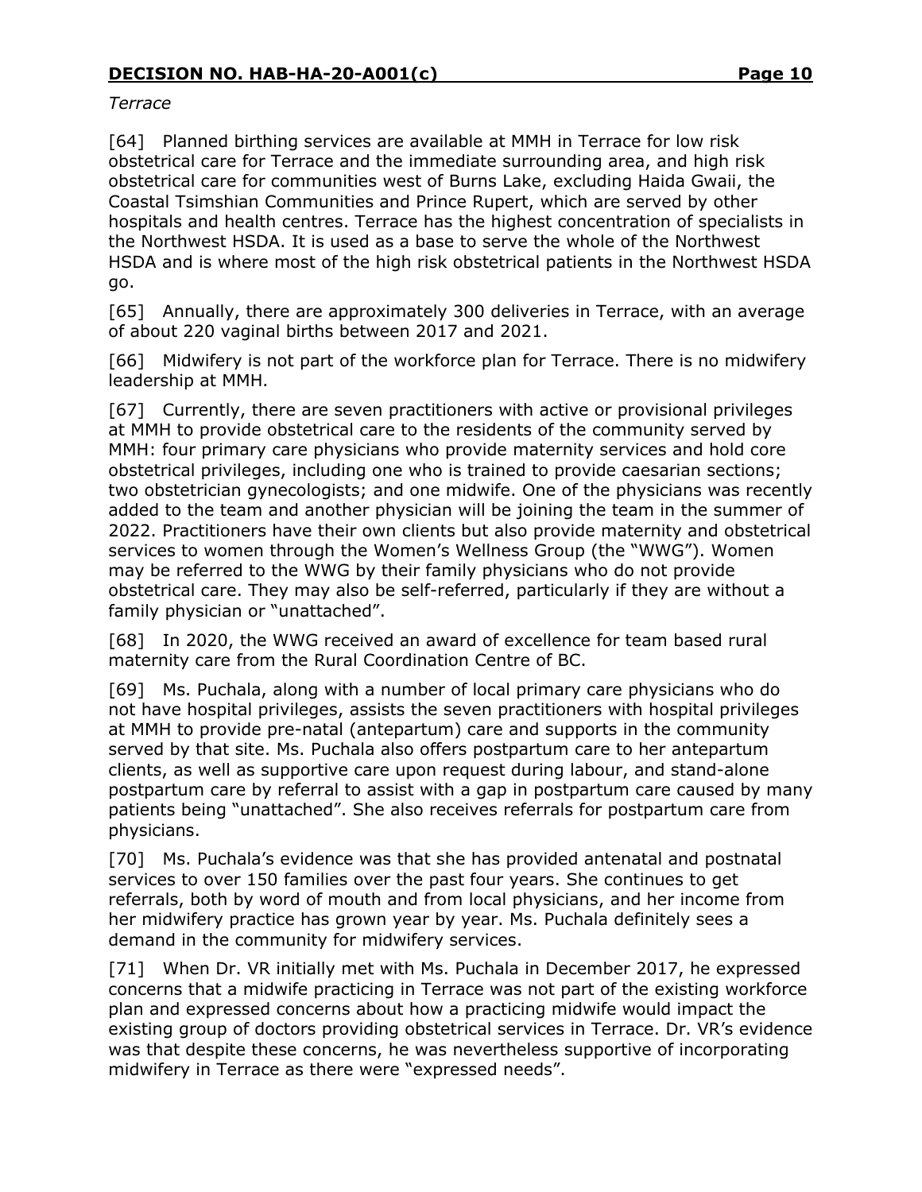*Terrace*

[64] Planned birthing services are available at MMH in Terrace for low risk obstetrical care for Terrace and the immediate surrounding area, and high risk obstetrical care for communities west of Burns Lake, excluding Haida Gwaii, the Coastal Tsimshian Communities and Prince Rupert, which are served by other hospitals and health centres. Terrace has the highest concentration of specialists in the Northwest HSDA. It is used as a base to serve the whole of the Northwest HSDA and is where most of the high risk obstetrical patients in the Northwest HSDA go.

[65] Annually, there are approximately 300 deliveries in Terrace, with an average of about 220 vaginal births between 2017 and 2021.

[66] Midwifery is not part of the workforce plan for Terrace. There is no midwifery leadership at MMH.

[67] Currently, there are seven practitioners with active or provisional privileges at MMH to provide obstetrical care to the residents of the community served by MMH: four primary care physicians who provide maternity services and hold core obstetrical privileges, including one who is trained to provide caesarian sections; two obstetrician gynecologists; and one midwife. One of the physicians was recently added to the team and another physician will be joining the team in the summer of 2022. Practitioners have their own clients but also provide maternity and obstetrical services to women through the Women's Wellness Group (the "WWG"). Women may be referred to the WWG by their family physicians who do not provide obstetrical care. They may also be self-referred, particularly if they are without a family physician or "unattached".

[68] In 2020, the WWG received an award of excellence for team based rural maternity care from the Rural Coordination Centre of BC.

[69] Ms. Puchala, along with a number of local primary care physicians who do not have hospital privileges, assists the seven practitioners with hospital privileges at MMH to provide pre-natal (antepartum) care and supports in the community served by that site. Ms. Puchala also offers postpartum care to her antepartum clients, as well as supportive care upon request during labour, and stand-alone postpartum care by referral to assist with a gap in postpartum care caused by many patients being "unattached". She also receives referrals for postpartum care from physicians.

[70] Ms. Puchala's evidence was that she has provided antenatal and postnatal services to over 150 families over the past four years. She continues to get referrals, both by word of mouth and from local physicians, and her income from her midwifery practice has grown year by year. Ms. Puchala definitely sees a demand in the community for midwifery services.

[71] When Dr. VR initially met with Ms. Puchala in December 2017, he expressed concerns that a midwife practicing in Terrace was not part of the existing workforce plan and expressed concerns about how a practicing midwife would impact the existing group of doctors providing obstetrical services in Terrace. Dr. VR's evidence was that despite these concerns, he was nevertheless supportive of incorporating midwifery in Terrace as there were "expressed needs".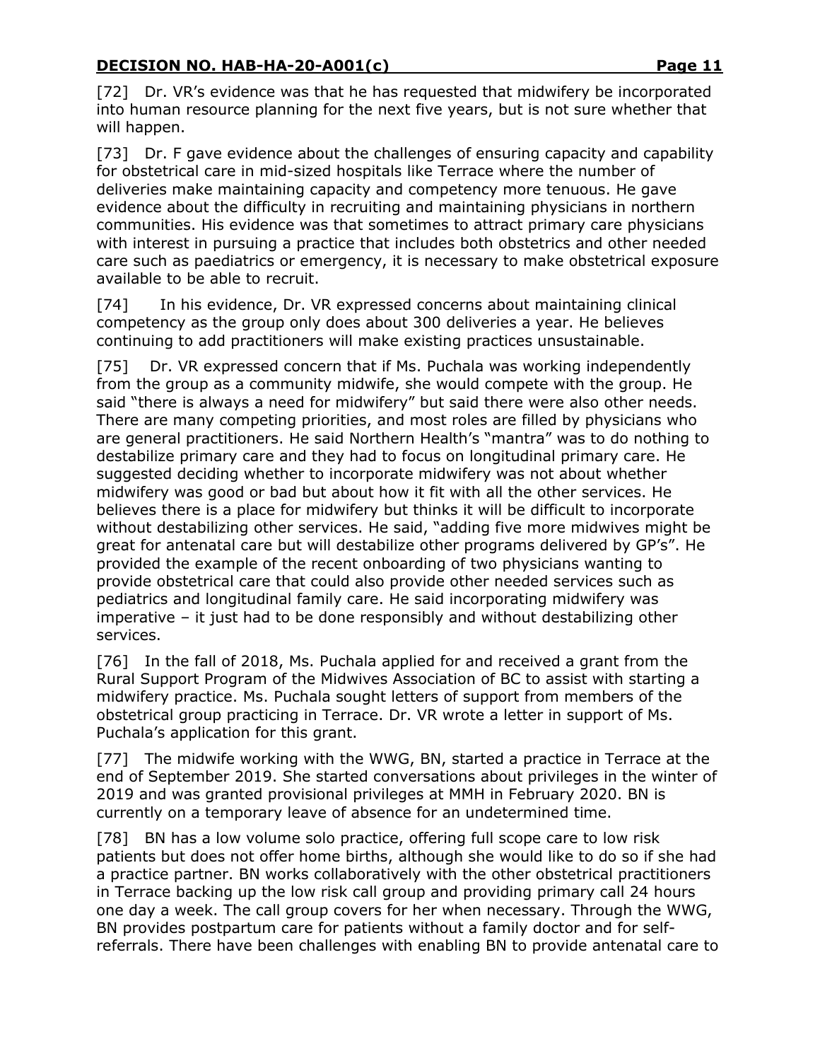[72] Dr. VR's evidence was that he has requested that midwifery be incorporated into human resource planning for the next five years, but is not sure whether that will happen.

[73] Dr. F gave evidence about the challenges of ensuring capacity and capability for obstetrical care in mid-sized hospitals like Terrace where the number of deliveries make maintaining capacity and competency more tenuous. He gave evidence about the difficulty in recruiting and maintaining physicians in northern communities. His evidence was that sometimes to attract primary care physicians with interest in pursuing a practice that includes both obstetrics and other needed care such as paediatrics or emergency, it is necessary to make obstetrical exposure available to be able to recruit.

[74] In his evidence, Dr. VR expressed concerns about maintaining clinical competency as the group only does about 300 deliveries a year. He believes continuing to add practitioners will make existing practices unsustainable.

[75] Dr. VR expressed concern that if Ms. Puchala was working independently from the group as a community midwife, she would compete with the group. He said "there is always a need for midwifery" but said there were also other needs. There are many competing priorities, and most roles are filled by physicians who are general practitioners. He said Northern Health's "mantra" was to do nothing to destabilize primary care and they had to focus on longitudinal primary care. He suggested deciding whether to incorporate midwifery was not about whether midwifery was good or bad but about how it fit with all the other services. He believes there is a place for midwifery but thinks it will be difficult to incorporate without destabilizing other services. He said, "adding five more midwives might be great for antenatal care but will destabilize other programs delivered by GP's". He provided the example of the recent onboarding of two physicians wanting to provide obstetrical care that could also provide other needed services such as pediatrics and longitudinal family care. He said incorporating midwifery was imperative – it just had to be done responsibly and without destabilizing other services.

[76] In the fall of 2018, Ms. Puchala applied for and received a grant from the Rural Support Program of the Midwives Association of BC to assist with starting a midwifery practice. Ms. Puchala sought letters of support from members of the obstetrical group practicing in Terrace. Dr. VR wrote a letter in support of Ms. Puchala's application for this grant.

[77] The midwife working with the WWG, BN, started a practice in Terrace at the end of September 2019. She started conversations about privileges in the winter of 2019 and was granted provisional privileges at MMH in February 2020. BN is currently on a temporary leave of absence for an undetermined time.

[78] BN has a low volume solo practice, offering full scope care to low risk patients but does not offer home births, although she would like to do so if she had a practice partner. BN works collaboratively with the other obstetrical practitioners in Terrace backing up the low risk call group and providing primary call 24 hours one day a week. The call group covers for her when necessary. Through the WWG, BN provides postpartum care for patients without a family doctor and for self-referrals. There have been challenges with enabling BN to provide antenatal care to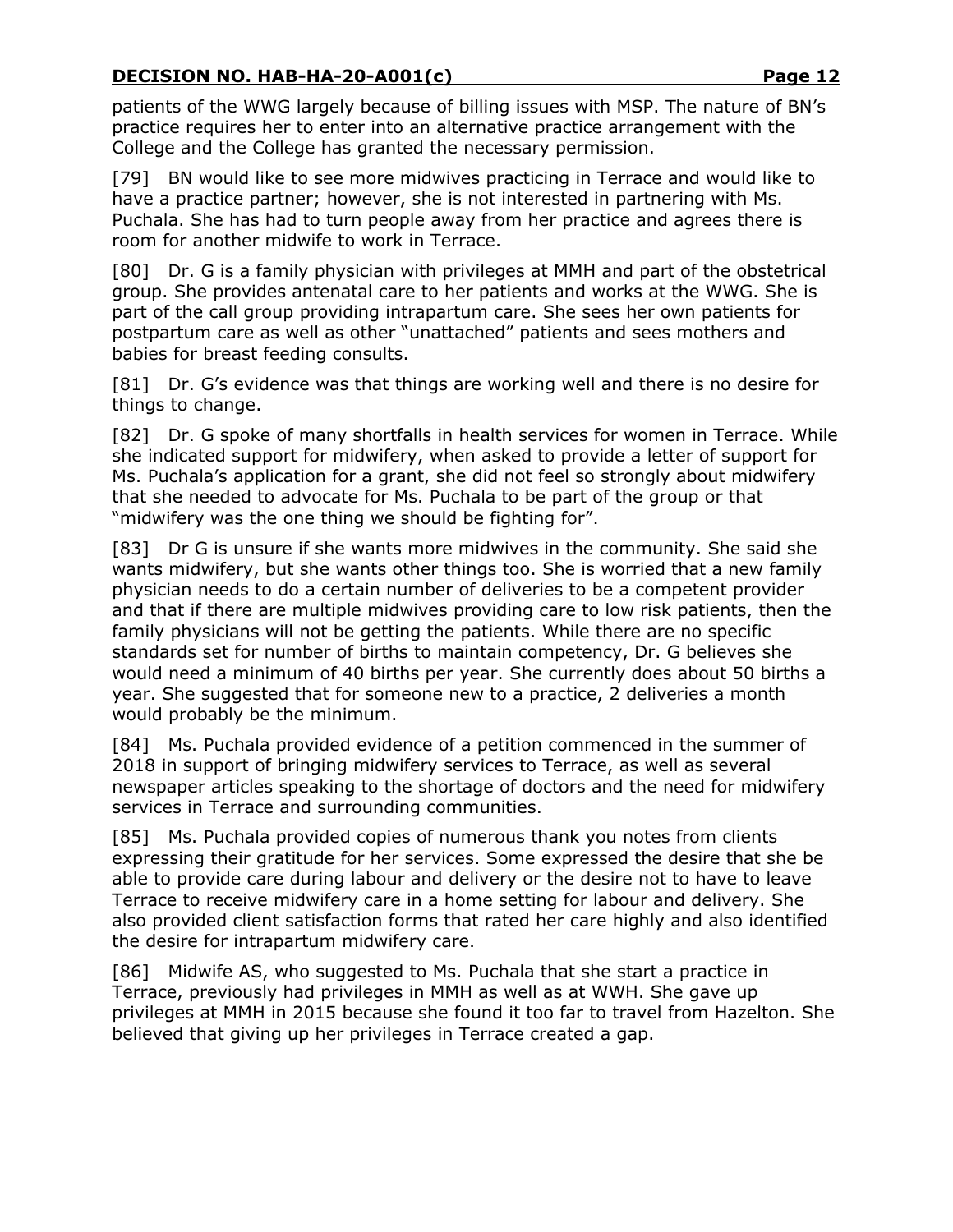patients of the WWG largely because of billing issues with MSP. The nature of BN's practice requires her to enter into an alternative practice arrangement with the College and the College has granted the necessary permission.

[79] BN would like to see more midwives practicing in Terrace and would like to have a practice partner; however, she is not interested in partnering with Ms. Puchala. She has had to turn people away from her practice and agrees there is room for another midwife to work in Terrace.

[80] Dr. G is a family physician with privileges at MMH and part of the obstetrical group. She provides antenatal care to her patients and works at the WWG. She is part of the call group providing intrapartum care. She sees her own patients for postpartum care as well as other "unattached" patients and sees mothers and babies for breast feeding consults.

[81] Dr. G's evidence was that things are working well and there is no desire for things to change.

[82] Dr. G spoke of many shortfalls in health services for women in Terrace. While she indicated support for midwifery, when asked to provide a letter of support for Ms. Puchala's application for a grant, she did not feel so strongly about midwifery that she needed to advocate for Ms. Puchala to be part of the group or that "midwifery was the one thing we should be fighting for".

[83] Dr G is unsure if she wants more midwives in the community. She said she wants midwifery, but she wants other things too. She is worried that a new family physician needs to do a certain number of deliveries to be a competent provider and that if there are multiple midwives providing care to low risk patients, then the family physicians will not be getting the patients. While there are no specific standards set for number of births to maintain competency, Dr. G believes she would need a minimum of 40 births per year. She currently does about 50 births a year. She suggested that for someone new to a practice, 2 deliveries a month would probably be the minimum.

[84] Ms. Puchala provided evidence of a petition commenced in the summer of 2018 in support of bringing midwifery services to Terrace, as well as several newspaper articles speaking to the shortage of doctors and the need for midwifery services in Terrace and surrounding communities.

[85] Ms. Puchala provided copies of numerous thank you notes from clients expressing their gratitude for her services. Some expressed the desire that she be able to provide care during labour and delivery or the desire not to have to leave Terrace to receive midwifery care in a home setting for labour and delivery. She also provided client satisfaction forms that rated her care highly and also identified the desire for intrapartum midwifery care.

[86] Midwife AS, who suggested to Ms. Puchala that she start a practice in Terrace, previously had privileges in MMH as well as at WWH. She gave up privileges at MMH in 2015 because she found it too far to travel from Hazelton. She believed that giving up her privileges in Terrace created a gap.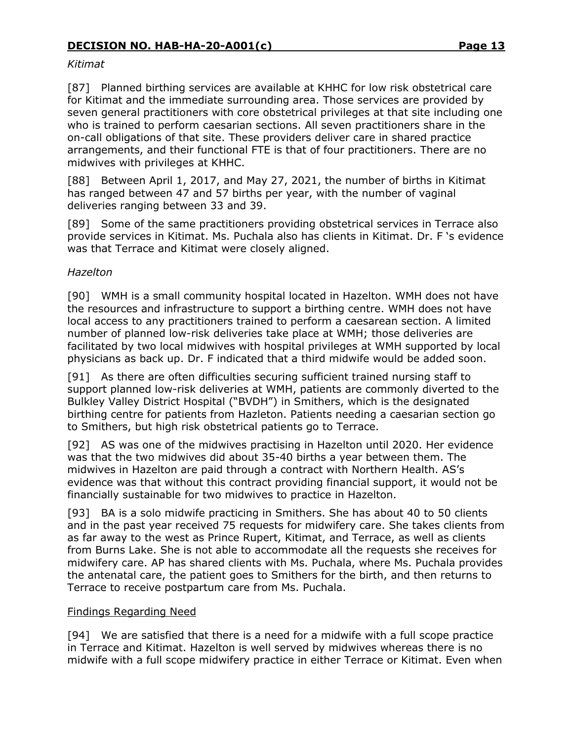*Kitimat*

[87] Planned birthing services are available at KHHC for low risk obstetrical care for Kitimat and the immediate surrounding area. Those services are provided by seven general practitioners with core obstetrical privileges at that site including one who is trained to perform caesarian sections. All seven practitioners share in the on-call obligations of that site. These providers deliver care in shared practice arrangements, and their functional FTE is that of four practitioners. There are no midwives with privileges at KHHC.

[88] Between April 1, 2017, and May 27, 2021, the number of births in Kitimat has ranged between 47 and 57 births per year, with the number of vaginal deliveries ranging between 33 and 39.

[89] Some of the same practitioners providing obstetrical services in Terrace also provide services in Kitimat. Ms. Puchala also has clients in Kitimat. Dr. F 's evidence was that Terrace and Kitimat were closely aligned.

*Hazelton*

[90] WMH is a small community hospital located in Hazelton. WMH does not have the resources and infrastructure to support a birthing centre. WMH does not have local access to any practitioners trained to perform a caesarean section. A limited number of planned low-risk deliveries take place at WMH; those deliveries are facilitated by two local midwives with hospital privileges at WMH supported by local physicians as back up. Dr. F indicated that a third midwife would be added soon.

[91] As there are often difficulties securing sufficient trained nursing staff to support planned low-risk deliveries at WMH, patients are commonly diverted to the Bulkley Valley District Hospital ("BVDH") in Smithers, which is the designated birthing centre for patients from Hazleton. Patients needing a caesarian section go to Smithers, but high risk obstetrical patients go to Terrace.

[92] AS was one of the midwives practising in Hazelton until 2020. Her evidence was that the two midwives did about 35-40 births a year between them. The midwives in Hazelton are paid through a contract with Northern Health. AS's evidence was that without this contract providing financial support, it would not be financially sustainable for two midwives to practice in Hazelton.

[93] BA is a solo midwife practicing in Smithers. She has about 40 to 50 clients and in the past year received 75 requests for midwifery care. She takes clients from as far away to the west as Prince Rupert, Kitimat, and Terrace, as well as clients from Burns Lake. She is not able to accommodate all the requests she receives for midwifery care. AP has shared clients with Ms. Puchala, where Ms. Puchala provides the antenatal care, the patient goes to Smithers for the birth, and then returns to Terrace to receive postpartum care from Ms. Puchala.

## Findings Regarding Need

[94] We are satisfied that there is a need for a midwife with a full scope practice in Terrace and Kitimat. Hazelton is well served by midwives whereas there is no midwife with a full scope midwifery practice in either Terrace or Kitimat. Even when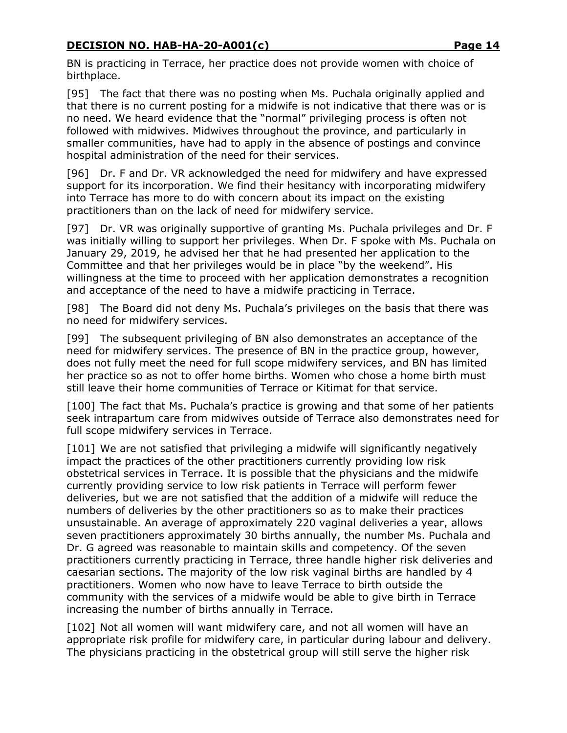BN is practicing in Terrace, her practice does not provide women with choice of birthplace.

[95] The fact that there was no posting when Ms. Puchala originally applied and that there is no current posting for a midwife is not indicative that there was or is no need. We heard evidence that the "normal" privileging process is often not followed with midwives. Midwives throughout the province, and particularly in smaller communities, have had to apply in the absence of postings and convince hospital administration of the need for their services.

[96] Dr. F and Dr. VR acknowledged the need for midwifery and have expressed support for its incorporation. We find their hesitancy with incorporating midwifery into Terrace has more to do with concern about its impact on the existing practitioners than on the lack of need for midwifery service.

[97] Dr. VR was originally supportive of granting Ms. Puchala privileges and Dr. F was initially willing to support her privileges. When Dr. F spoke with Ms. Puchala on January 29, 2019, he advised her that he had presented her application to the Committee and that her privileges would be in place "by the weekend". His willingness at the time to proceed with her application demonstrates a recognition and acceptance of the need to have a midwife practicing in Terrace.

[98] The Board did not deny Ms. Puchala's privileges on the basis that there was no need for midwifery services.

[99] The subsequent privileging of BN also demonstrates an acceptance of the need for midwifery services. The presence of BN in the practice group, however, does not fully meet the need for full scope midwifery services, and BN has limited her practice so as not to offer home births. Women who chose a home birth must still leave their home communities of Terrace or Kitimat for that service.

[100] The fact that Ms. Puchala's practice is growing and that some of her patients seek intrapartum care from midwives outside of Terrace also demonstrates need for full scope midwifery services in Terrace.

[101] We are not satisfied that privileging a midwife will significantly negatively impact the practices of the other practitioners currently providing low risk obstetrical services in Terrace. It is possible that the physicians and the midwife currently providing service to low risk patients in Terrace will perform fewer deliveries, but we are not satisfied that the addition of a midwife will reduce the numbers of deliveries by the other practitioners so as to make their practices unsustainable. An average of approximately 220 vaginal deliveries a year, allows seven practitioners approximately 30 births annually, the number Ms. Puchala and Dr. G agreed was reasonable to maintain skills and competency. Of the seven practitioners currently practicing in Terrace, three handle higher risk deliveries and caesarian sections. The majority of the low risk vaginal births are handled by 4 practitioners. Women who now have to leave Terrace to birth outside the community with the services of a midwife would be able to give birth in Terrace increasing the number of births annually in Terrace.

[102] Not all women will want midwifery care, and not all women will have an appropriate risk profile for midwifery care, in particular during labour and delivery. The physicians practicing in the obstetrical group will still serve the higher risk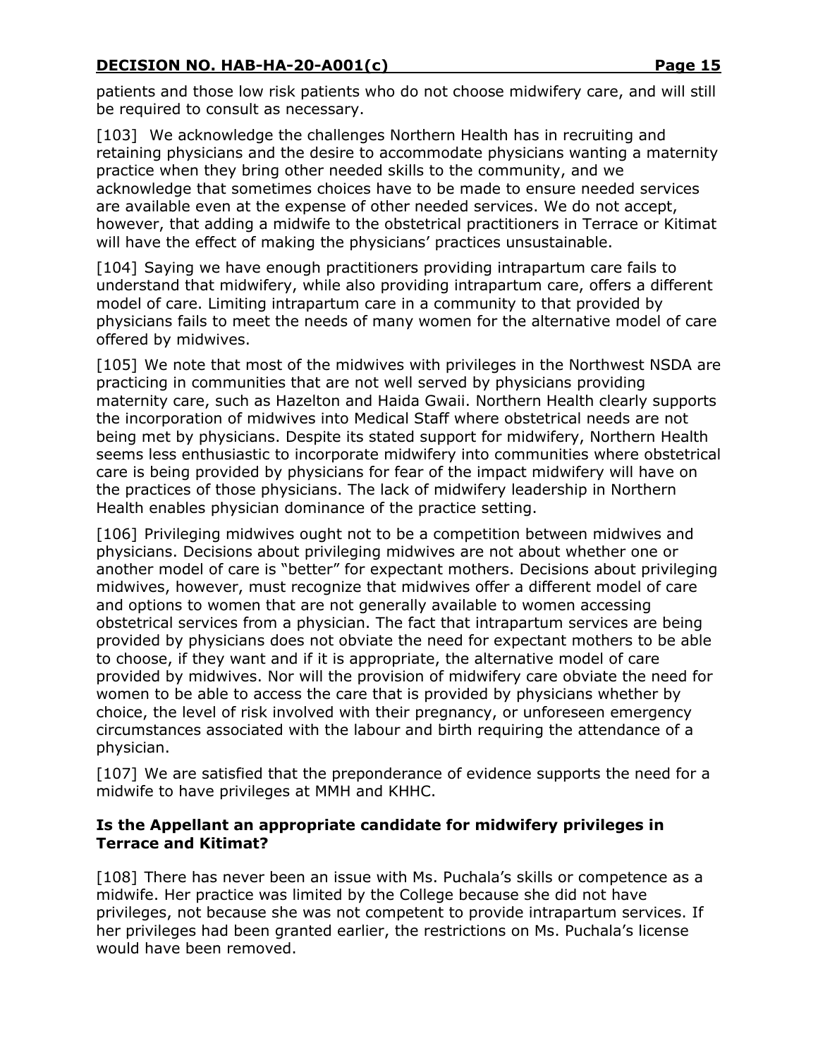patients and those low risk patients who do not choose midwifery care, and will still be required to consult as necessary.

[103] We acknowledge the challenges Northern Health has in recruiting and retaining physicians and the desire to accommodate physicians wanting a maternity practice when they bring other needed skills to the community, and we acknowledge that sometimes choices have to be made to ensure needed services are available even at the expense of other needed services. We do not accept, however, that adding a midwife to the obstetrical practitioners in Terrace or Kitimat will have the effect of making the physicians' practices unsustainable.

[104] Saying we have enough practitioners providing intrapartum care fails to understand that midwifery, while also providing intrapartum care, offers a different model of care. Limiting intrapartum care in a community to that provided by physicians fails to meet the needs of many women for the alternative model of care offered by midwives.

[105] We note that most of the midwives with privileges in the Northwest NSDA are practicing in communities that are not well served by physicians providing maternity care, such as Hazelton and Haida Gwaii. Northern Health clearly supports the incorporation of midwives into Medical Staff where obstetrical needs are not being met by physicians. Despite its stated support for midwifery, Northern Health seems less enthusiastic to incorporate midwifery into communities where obstetrical care is being provided by physicians for fear of the impact midwifery will have on the practices of those physicians. The lack of midwifery leadership in Northern Health enables physician dominance of the practice setting.

[106] Privileging midwives ought not to be a competition between midwives and physicians. Decisions about privileging midwives are not about whether one or another model of care is "better" for expectant mothers. Decisions about privileging midwives, however, must recognize that midwives offer a different model of care and options to women that are not generally available to women accessing obstetrical services from a physician. The fact that intrapartum services are being provided by physicians does not obviate the need for expectant mothers to be able to choose, if they want and if it is appropriate, the alternative model of care provided by midwives. Nor will the provision of midwifery care obviate the need for women to be able to access the care that is provided by physicians whether by choice, the level of risk involved with their pregnancy, or unforeseen emergency circumstances associated with the labour and birth requiring the attendance of a physician.

[107] We are satisfied that the preponderance of evidence supports the need for a midwife to have privileges at MMH and KHHC.

### Is the Appellant an appropriate candidate for midwifery privileges in Terrace and Kitimat?

[108] There has never been an issue with Ms. Puchala's skills or competence as a midwife. Her practice was limited by the College because she did not have privileges, not because she was not competent to provide intrapartum services. If her privileges had been granted earlier, the restrictions on Ms. Puchala's license would have been removed.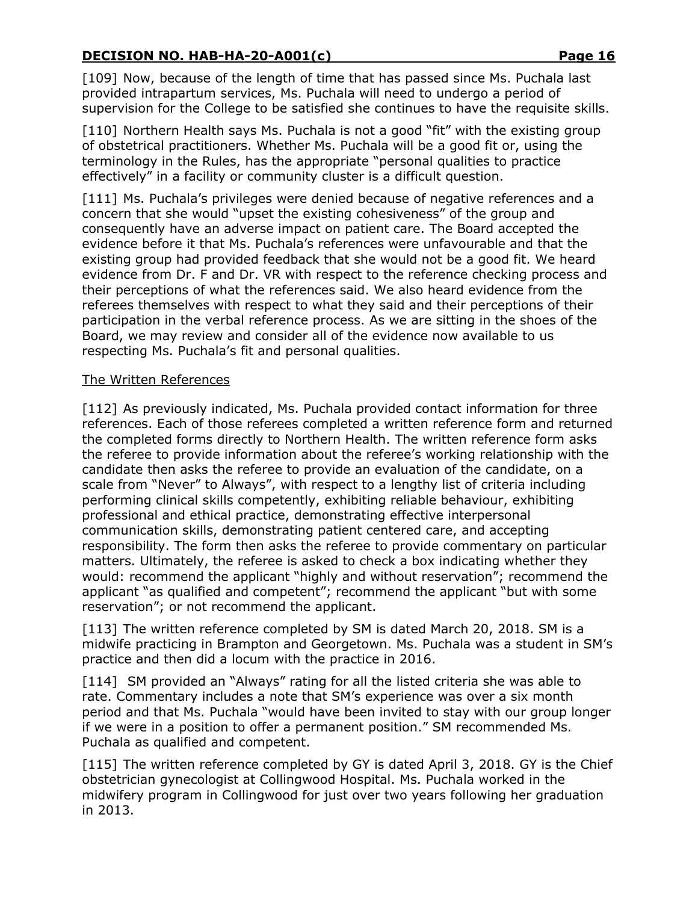[109] Now, because of the length of time that has passed since Ms. Puchala last provided intrapartum services, Ms. Puchala will need to undergo a period of supervision for the College to be satisfied she continues to have the requisite skills.

[110] Northern Health says Ms. Puchala is not a good "fit" with the existing group of obstetrical practitioners. Whether Ms. Puchala will be a good fit or, using the terminology in the Rules, has the appropriate "personal qualities to practice effectively" in a facility or community cluster is a difficult question.

[111] Ms. Puchala's privileges were denied because of negative references and a concern that she would "upset the existing cohesiveness" of the group and consequently have an adverse impact on patient care. The Board accepted the evidence before it that Ms. Puchala's references were unfavourable and that the existing group had provided feedback that she would not be a good fit. We heard evidence from Dr. F and Dr. VR with respect to the reference checking process and their perceptions of what the references said. We also heard evidence from the referees themselves with respect to what they said and their perceptions of their participation in the verbal reference process. As we are sitting in the shoes of the Board, we may review and consider all of the evidence now available to us respecting Ms. Puchala's fit and personal qualities.

## The Written References

[112] As previously indicated, Ms. Puchala provided contact information for three references. Each of those referees completed a written reference form and returned the completed forms directly to Northern Health. The written reference form asks the referee to provide information about the referee's working relationship with the candidate then asks the referee to provide an evaluation of the candidate, on a scale from "Never" to Always", with respect to a lengthy list of criteria including performing clinical skills competently, exhibiting reliable behaviour, exhibiting professional and ethical practice, demonstrating effective interpersonal communication skills, demonstrating patient centered care, and accepting responsibility. The form then asks the referee to provide commentary on particular matters. Ultimately, the referee is asked to check a box indicating whether they would: recommend the applicant "highly and without reservation"; recommend the applicant "as qualified and competent"; recommend the applicant "but with some reservation"; or not recommend the applicant.

[113] The written reference completed by SM is dated March 20, 2018. SM is a midwife practicing in Brampton and Georgetown. Ms. Puchala was a student in SM's practice and then did a locum with the practice in 2016.

[114] SM provided an "Always" rating for all the listed criteria she was able to rate. Commentary includes a note that SM's experience was over a six month period and that Ms. Puchala "would have been invited to stay with our group longer if we were in a position to offer a permanent position." SM recommended Ms. Puchala as qualified and competent.

[115] The written reference completed by GY is dated April 3, 2018. GY is the Chief obstetrician gynecologist at Collingwood Hospital. Ms. Puchala worked in the midwifery program in Collingwood for just over two years following her graduation in 2013.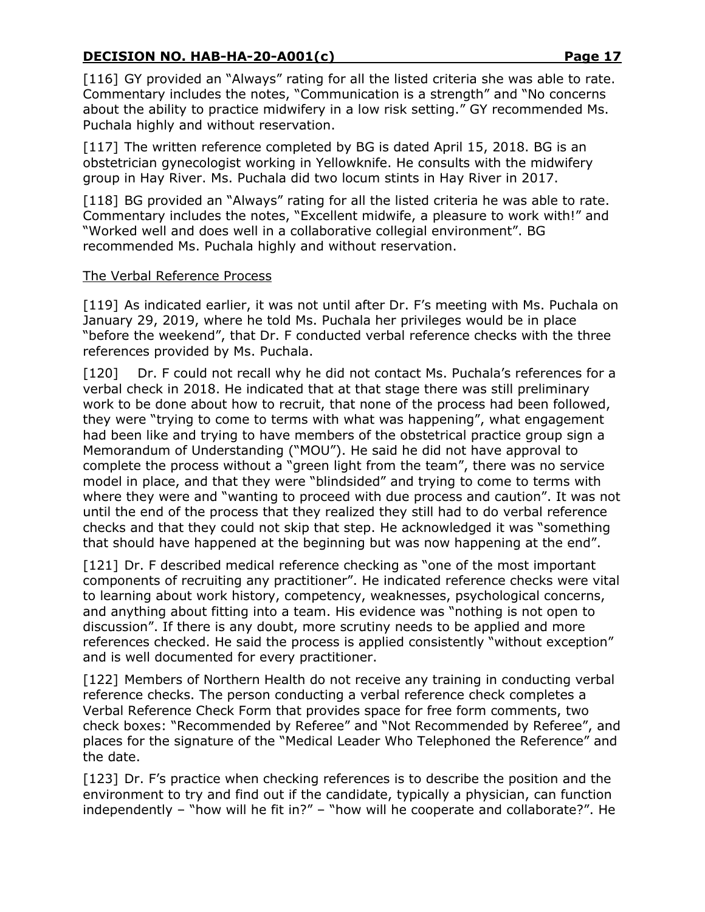[116] GY provided an "Always" rating for all the listed criteria she was able to rate. Commentary includes the notes, "Communication is a strength" and "No concerns about the ability to practice midwifery in a low risk setting." GY recommended Ms. Puchala highly and without reservation.

[117] The written reference completed by BG is dated April 15, 2018. BG is an obstetrician gynecologist working in Yellowknife. He consults with the midwifery group in Hay River. Ms. Puchala did two locum stints in Hay River in 2017.

[118] BG provided an "Always" rating for all the listed criteria he was able to rate. Commentary includes the notes, "Excellent midwife, a pleasure to work with!" and "Worked well and does well in a collaborative collegial environment". BG recommended Ms. Puchala highly and without reservation.

The Verbal Reference Process

[119] As indicated earlier, it was not until after Dr. F's meeting with Ms. Puchala on January 29, 2019, where he told Ms. Puchala her privileges would be in place "before the weekend", that Dr. F conducted verbal reference checks with the three references provided by Ms. Puchala.

[120] Dr. F could not recall why he did not contact Ms. Puchala's references for a verbal check in 2018. He indicated that at that stage there was still preliminary work to be done about how to recruit, that none of the process had been followed, they were "trying to come to terms with what was happening", what engagement had been like and trying to have members of the obstetrical practice group sign a Memorandum of Understanding ("MOU"). He said he did not have approval to complete the process without a "green light from the team", there was no service model in place, and that they were "blindsided" and trying to come to terms with where they were and "wanting to proceed with due process and caution". It was not until the end of the process that they realized they still had to do verbal reference checks and that they could not skip that step. He acknowledged it was "something that should have happened at the beginning but was now happening at the end".

[121] Dr. F described medical reference checking as "one of the most important components of recruiting any practitioner". He indicated reference checks were vital to learning about work history, competency, weaknesses, psychological concerns, and anything about fitting into a team. His evidence was "nothing is not open to discussion". If there is any doubt, more scrutiny needs to be applied and more references checked. He said the process is applied consistently "without exception" and is well documented for every practitioner.

[122] Members of Northern Health do not receive any training in conducting verbal reference checks. The person conducting a verbal reference check completes a Verbal Reference Check Form that provides space for free form comments, two check boxes: "Recommended by Referee" and "Not Recommended by Referee", and places for the signature of the "Medical Leader Who Telephoned the Reference" and the date.

[123] Dr. F's practice when checking references is to describe the position and the environment to try and find out if the candidate, typically a physician, can function independently – "how will he fit in?" – "how will he cooperate and collaborate?". He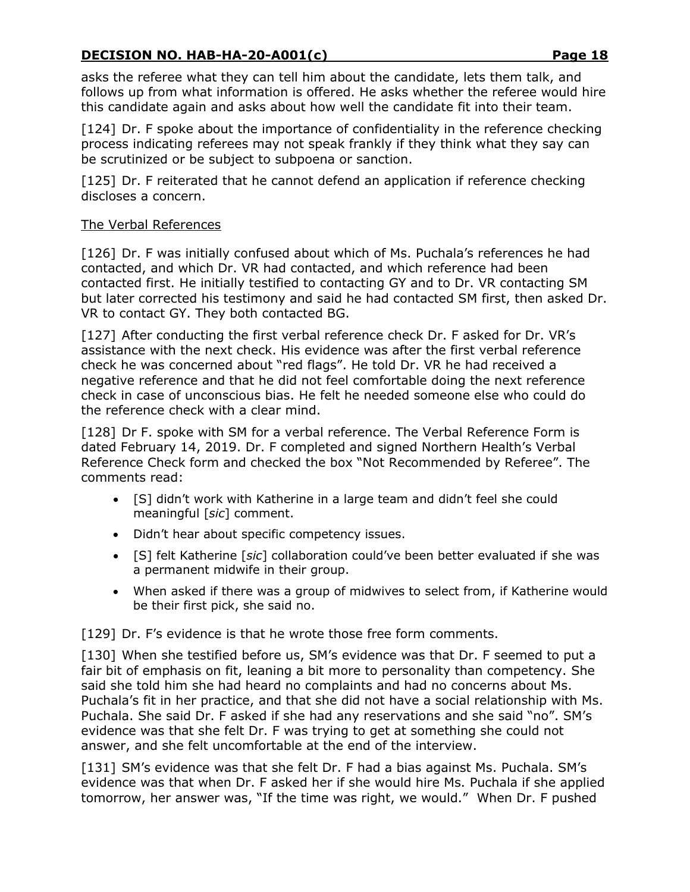asks the referee what they can tell him about the candidate, lets them talk, and follows up from what information is offered. He asks whether the referee would hire this candidate again and asks about how well the candidate fit into their team.

[124] Dr. F spoke about the importance of confidentiality in the reference checking process indicating referees may not speak frankly if they think what they say can be scrutinized or be subject to subpoena or sanction.

[125] Dr. F reiterated that he cannot defend an application if reference checking discloses a concern.

The Verbal References

[126] Dr. F was initially confused about which of Ms. Puchala's references he had contacted, and which Dr. VR had contacted, and which reference had been contacted first. He initially testified to contacting GY and to Dr. VR contacting SM but later corrected his testimony and said he had contacted SM first, then asked Dr. VR to contact GY. They both contacted BG.

[127] After conducting the first verbal reference check Dr. F asked for Dr. VR's assistance with the next check. His evidence was after the first verbal reference check he was concerned about "red flags". He told Dr. VR he had received a negative reference and that he did not feel comfortable doing the next reference check in case of unconscious bias. He felt he needed someone else who could do the reference check with a clear mind.

[128] Dr F. spoke with SM for a verbal reference. The Verbal Reference Form is dated February 14, 2019. Dr. F completed and signed Northern Health's Verbal Reference Check form and checked the box "Not Recommended by Referee". The comments read:

- [S] didn't work with Katherine in a large team and didn't feel she could meaningful [*sic*] comment.
- Didn't hear about specific competency issues.
- [S] felt Katherine [*sic*] collaboration could've been better evaluated if she was a permanent midwife in their group.
- When asked if there was a group of midwives to select from, if Katherine would be their first pick, she said no.

[129] Dr. F's evidence is that he wrote those free form comments.

[130] When she testified before us, SM's evidence was that Dr. F seemed to put a fair bit of emphasis on fit, leaning a bit more to personality than competency. She said she told him she had heard no complaints and had no concerns about Ms. Puchala's fit in her practice, and that she did not have a social relationship with Ms. Puchala. She said Dr. F asked if she had any reservations and she said "no". SM's evidence was that she felt Dr. F was trying to get at something she could not answer, and she felt uncomfortable at the end of the interview.

[131] SM's evidence was that she felt Dr. F had a bias against Ms. Puchala. SM's evidence was that when Dr. F asked her if she would hire Ms. Puchala if she applied tomorrow, her answer was, "If the time was right, we would." When Dr. F pushed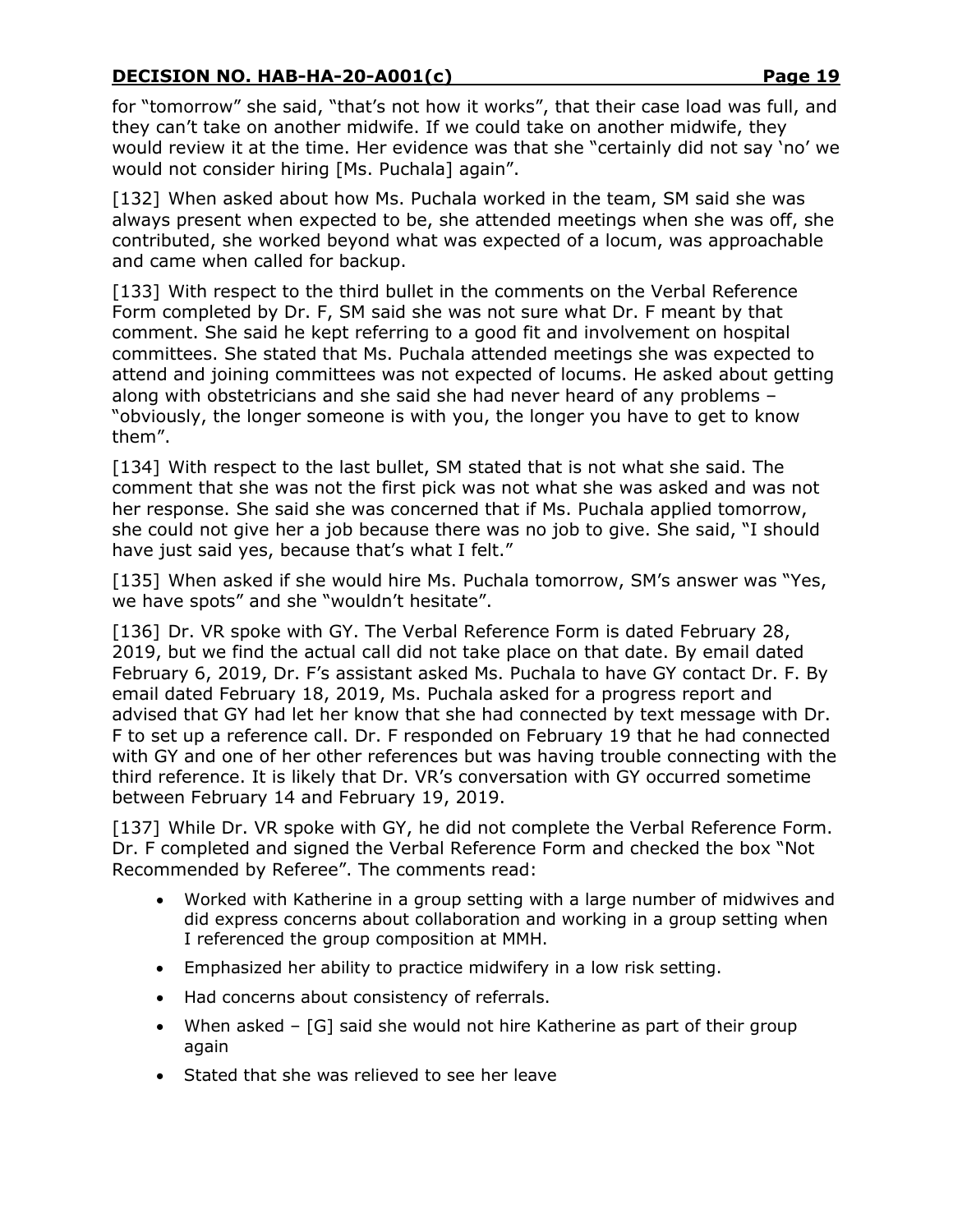for "tomorrow" she said, "that's not how it works", that their case load was full, and they can't take on another midwife. If we could take on another midwife, they would review it at the time. Her evidence was that she "certainly did not say 'no' we would not consider hiring [Ms. Puchala] again".

[132] When asked about how Ms. Puchala worked in the team, SM said she was always present when expected to be, she attended meetings when she was off, she contributed, she worked beyond what was expected of a locum, was approachable and came when called for backup.

[133] With respect to the third bullet in the comments on the Verbal Reference Form completed by Dr. F, SM said she was not sure what Dr. F meant by that comment. She said he kept referring to a good fit and involvement on hospital committees. She stated that Ms. Puchala attended meetings she was expected to attend and joining committees was not expected of locums. He asked about getting along with obstetricians and she said she had never heard of any problems – "obviously, the longer someone is with you, the longer you have to get to know them".

[134] With respect to the last bullet, SM stated that is not what she said. The comment that she was not the first pick was not what she was asked and was not her response. She said she was concerned that if Ms. Puchala applied tomorrow, she could not give her a job because there was no job to give. She said, "I should have just said yes, because that's what I felt."

[135] When asked if she would hire Ms. Puchala tomorrow, SM's answer was "Yes, we have spots" and she "wouldn't hesitate".

[136] Dr. VR spoke with GY. The Verbal Reference Form is dated February 28, 2019, but we find the actual call did not take place on that date. By email dated February 6, 2019, Dr. F's assistant asked Ms. Puchala to have GY contact Dr. F. By email dated February 18, 2019, Ms. Puchala asked for a progress report and advised that GY had let her know that she had connected by text message with Dr. F to set up a reference call. Dr. F responded on February 19 that he had connected with GY and one of her other references but was having trouble connecting with the third reference. It is likely that Dr. VR's conversation with GY occurred sometime between February 14 and February 19, 2019.

[137] While Dr. VR spoke with GY, he did not complete the Verbal Reference Form. Dr. F completed and signed the Verbal Reference Form and checked the box "Not Recommended by Referee". The comments read:

- Worked with Katherine in a group setting with a large number of midwives and did express concerns about collaboration and working in a group setting when I referenced the group composition at MMH.
- Emphasized her ability to practice midwifery in a low risk setting.
- Had concerns about consistency of referrals.
- When asked – [G] said she would not hire Katherine as part of their group again
- Stated that she was relieved to see her leave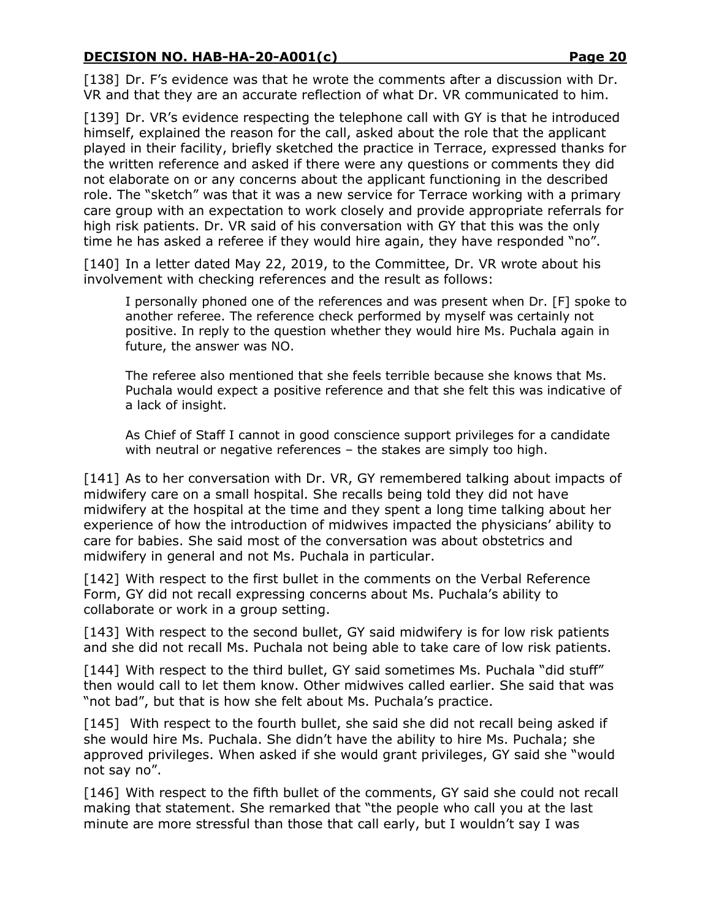[138] Dr. F's evidence was that he wrote the comments after a discussion with Dr. VR and that they are an accurate reflection of what Dr. VR communicated to him.

[139] Dr. VR's evidence respecting the telephone call with GY is that he introduced himself, explained the reason for the call, asked about the role that the applicant played in their facility, briefly sketched the practice in Terrace, expressed thanks for the written reference and asked if there were any questions or comments they did not elaborate on or any concerns about the applicant functioning in the described role. The "sketch" was that it was a new service for Terrace working with a primary care group with an expectation to work closely and provide appropriate referrals for high risk patients. Dr. VR said of his conversation with GY that this was the only time he has asked a referee if they would hire again, they have responded "no".

[140] In a letter dated May 22, 2019, to the Committee, Dr. VR wrote about his involvement with checking references and the result as follows:

> I personally phoned one of the references and was present when Dr. [F] spoke to another referee. The reference check performed by myself was certainly not positive. In reply to the question whether they would hire Ms. Puchala again in future, the answer was NO.
>
> The referee also mentioned that she feels terrible because she knows that Ms. Puchala would expect a positive reference and that she felt this was indicative of a lack of insight.
>
> As Chief of Staff I cannot in good conscience support privileges for a candidate with neutral or negative references – the stakes are simply too high.

[141] As to her conversation with Dr. VR, GY remembered talking about impacts of midwifery care on a small hospital. She recalls being told they did not have midwifery at the hospital at the time and they spent a long time talking about her experience of how the introduction of midwives impacted the physicians' ability to care for babies. She said most of the conversation was about obstetrics and midwifery in general and not Ms. Puchala in particular.

[142] With respect to the first bullet in the comments on the Verbal Reference Form, GY did not recall expressing concerns about Ms. Puchala's ability to collaborate or work in a group setting.

[143] With respect to the second bullet, GY said midwifery is for low risk patients and she did not recall Ms. Puchala not being able to take care of low risk patients.

[144] With respect to the third bullet, GY said sometimes Ms. Puchala "did stuff" then would call to let them know. Other midwives called earlier. She said that was "not bad", but that is how she felt about Ms. Puchala's practice.

[145] With respect to the fourth bullet, she said she did not recall being asked if she would hire Ms. Puchala. She didn't have the ability to hire Ms. Puchala; she approved privileges. When asked if she would grant privileges, GY said she "would not say no".

[146] With respect to the fifth bullet of the comments, GY said she could not recall making that statement. She remarked that "the people who call you at the last minute are more stressful than those that call early, but I wouldn't say I was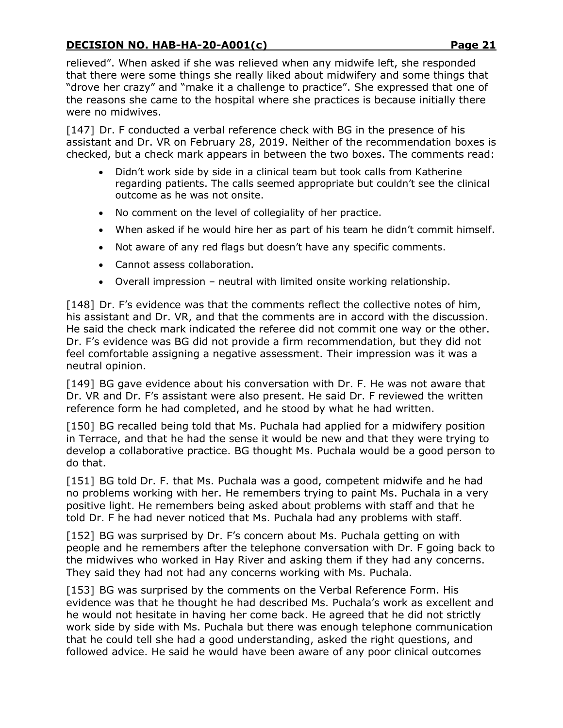relieved". When asked if she was relieved when any midwife left, she responded that there were some things she really liked about midwifery and some things that "drove her crazy" and "make it a challenge to practice". She expressed that one of the reasons she came to the hospital where she practices is because initially there were no midwives.

[147] Dr. F conducted a verbal reference check with BG in the presence of his assistant and Dr. VR on February 28, 2019. Neither of the recommendation boxes is checked, but a check mark appears in between the two boxes. The comments read:

- Didn't work side by side in a clinical team but took calls from Katherine regarding patients. The calls seemed appropriate but couldn't see the clinical outcome as he was not onsite.
- No comment on the level of collegiality of her practice.
- When asked if he would hire her as part of his team he didn't commit himself.
- Not aware of any red flags but doesn't have any specific comments.
- Cannot assess collaboration.
- Overall impression – neutral with limited onsite working relationship.

[148] Dr. F's evidence was that the comments reflect the collective notes of him, his assistant and Dr. VR, and that the comments are in accord with the discussion. He said the check mark indicated the referee did not commit one way or the other. Dr. F's evidence was BG did not provide a firm recommendation, but they did not feel comfortable assigning a negative assessment. Their impression was it was a neutral opinion.

[149] BG gave evidence about his conversation with Dr. F. He was not aware that Dr. VR and Dr. F's assistant were also present. He said Dr. F reviewed the written reference form he had completed, and he stood by what he had written.

[150] BG recalled being told that Ms. Puchala had applied for a midwifery position in Terrace, and that he had the sense it would be new and that they were trying to develop a collaborative practice. BG thought Ms. Puchala would be a good person to do that.

[151] BG told Dr. F. that Ms. Puchala was a good, competent midwife and he had no problems working with her. He remembers trying to paint Ms. Puchala in a very positive light. He remembers being asked about problems with staff and that he told Dr. F he had never noticed that Ms. Puchala had any problems with staff.

[152] BG was surprised by Dr. F's concern about Ms. Puchala getting on with people and he remembers after the telephone conversation with Dr. F going back to the midwives who worked in Hay River and asking them if they had any concerns. They said they had not had any concerns working with Ms. Puchala.

[153] BG was surprised by the comments on the Verbal Reference Form. His evidence was that he thought he had described Ms. Puchala's work as excellent and he would not hesitate in having her come back. He agreed that he did not strictly work side by side with Ms. Puchala but there was enough telephone communication that he could tell she had a good understanding, asked the right questions, and followed advice. He said he would have been aware of any poor clinical outcomes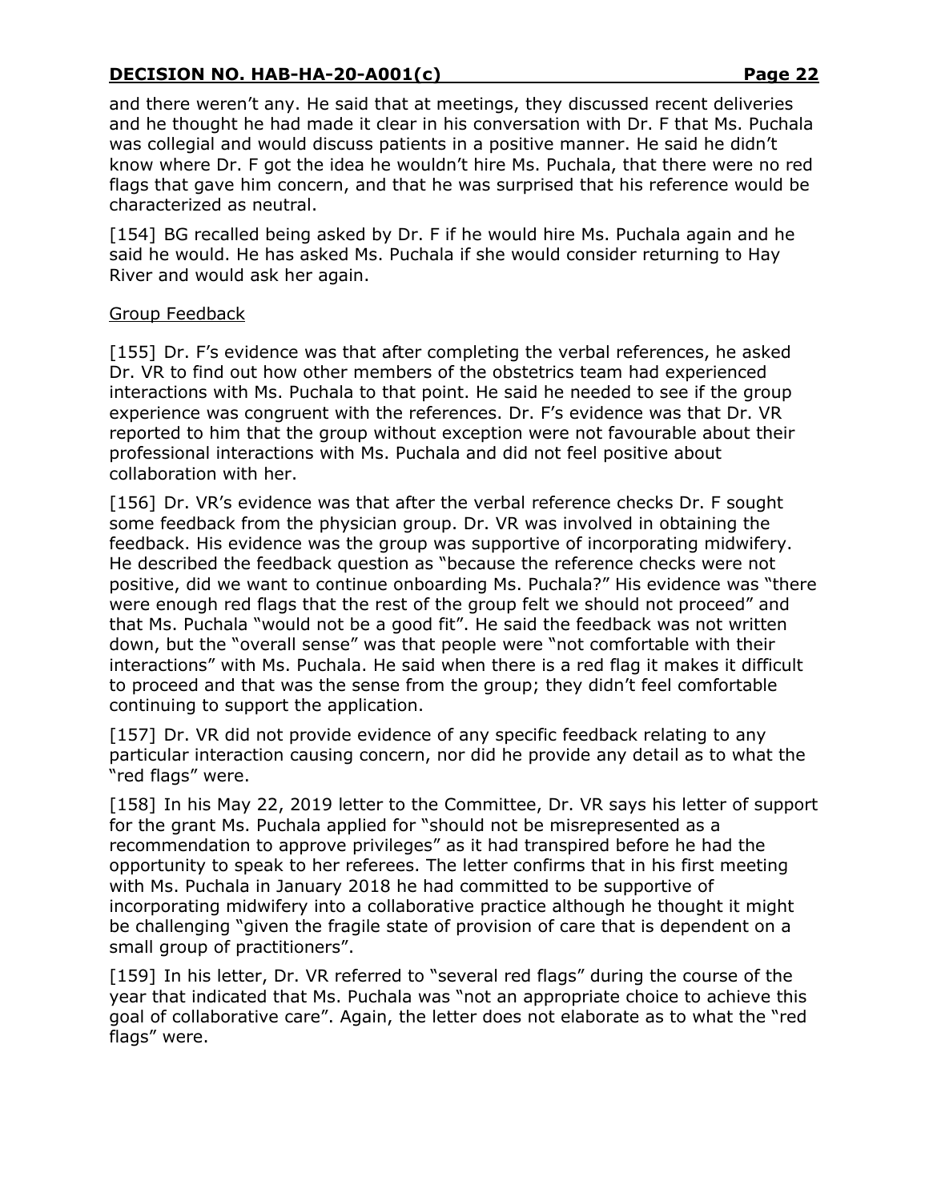and there weren't any. He said that at meetings, they discussed recent deliveries and he thought he had made it clear in his conversation with Dr. F that Ms. Puchala was collegial and would discuss patients in a positive manner. He said he didn't know where Dr. F got the idea he wouldn't hire Ms. Puchala, that there were no red flags that gave him concern, and that he was surprised that his reference would be characterized as neutral.

[154] BG recalled being asked by Dr. F if he would hire Ms. Puchala again and he said he would. He has asked Ms. Puchala if she would consider returning to Hay River and would ask her again.

Group Feedback

[155] Dr. F's evidence was that after completing the verbal references, he asked Dr. VR to find out how other members of the obstetrics team had experienced interactions with Ms. Puchala to that point. He said he needed to see if the group experience was congruent with the references. Dr. F's evidence was that Dr. VR reported to him that the group without exception were not favourable about their professional interactions with Ms. Puchala and did not feel positive about collaboration with her.

[156] Dr. VR's evidence was that after the verbal reference checks Dr. F sought some feedback from the physician group. Dr. VR was involved in obtaining the feedback. His evidence was the group was supportive of incorporating midwifery. He described the feedback question as "because the reference checks were not positive, did we want to continue onboarding Ms. Puchala?" His evidence was "there were enough red flags that the rest of the group felt we should not proceed" and that Ms. Puchala "would not be a good fit". He said the feedback was not written down, but the "overall sense" was that people were "not comfortable with their interactions" with Ms. Puchala. He said when there is a red flag it makes it difficult to proceed and that was the sense from the group; they didn't feel comfortable continuing to support the application.

[157] Dr. VR did not provide evidence of any specific feedback relating to any particular interaction causing concern, nor did he provide any detail as to what the "red flags" were.

[158] In his May 22, 2019 letter to the Committee, Dr. VR says his letter of support for the grant Ms. Puchala applied for "should not be misrepresented as a recommendation to approve privileges" as it had transpired before he had the opportunity to speak to her referees. The letter confirms that in his first meeting with Ms. Puchala in January 2018 he had committed to be supportive of incorporating midwifery into a collaborative practice although he thought it might be challenging "given the fragile state of provision of care that is dependent on a small group of practitioners".

[159] In his letter, Dr. VR referred to "several red flags" during the course of the year that indicated that Ms. Puchala was "not an appropriate choice to achieve this goal of collaborative care". Again, the letter does not elaborate as to what the "red flags" were.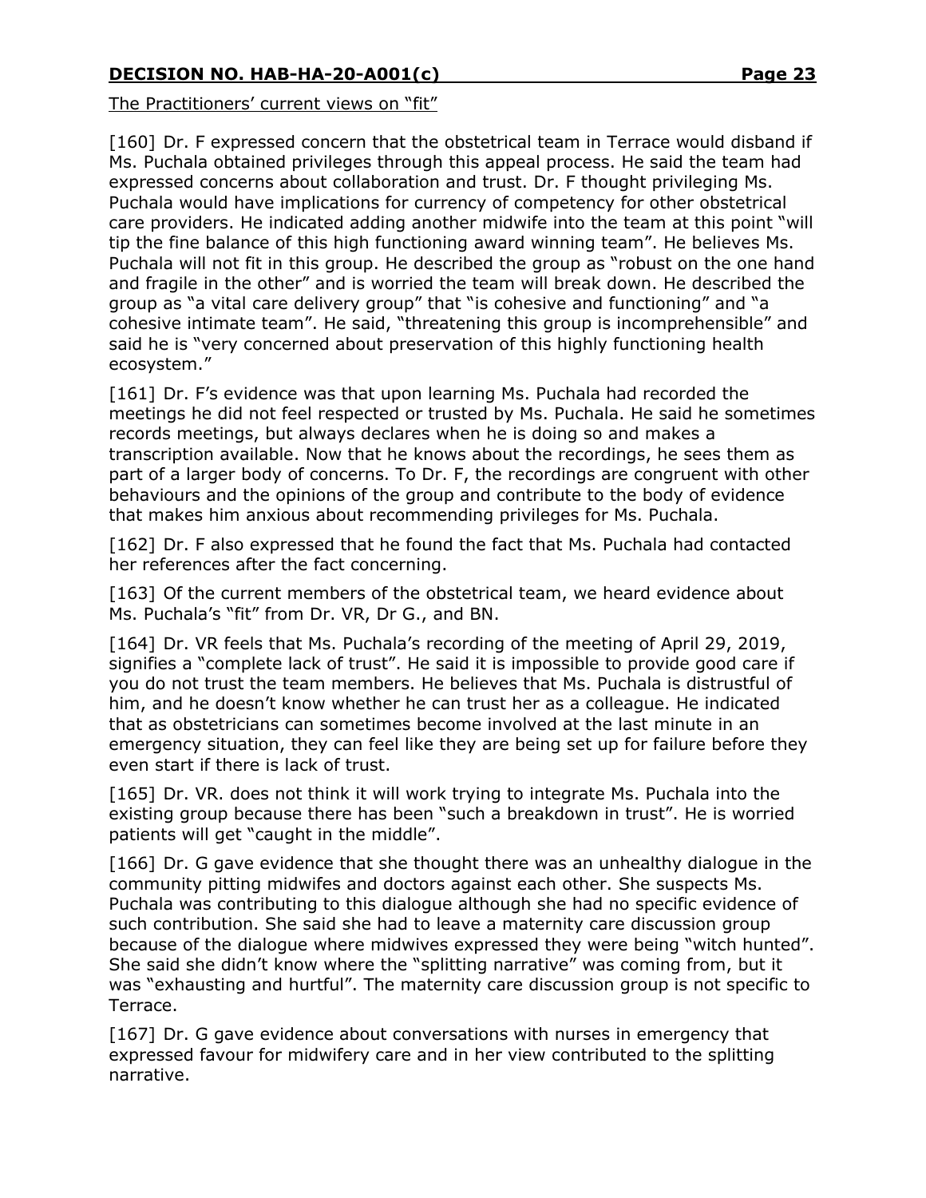The Practitioners' current views on "fit"

[160] Dr. F expressed concern that the obstetrical team in Terrace would disband if Ms. Puchala obtained privileges through this appeal process. He said the team had expressed concerns about collaboration and trust. Dr. F thought privileging Ms. Puchala would have implications for currency of competency for other obstetrical care providers. He indicated adding another midwife into the team at this point "will tip the fine balance of this high functioning award winning team". He believes Ms. Puchala will not fit in this group. He described the group as "robust on the one hand and fragile in the other" and is worried the team will break down. He described the group as "a vital care delivery group" that "is cohesive and functioning" and "a cohesive intimate team". He said, "threatening this group is incomprehensible" and said he is "very concerned about preservation of this highly functioning health ecosystem."

[161] Dr. F's evidence was that upon learning Ms. Puchala had recorded the meetings he did not feel respected or trusted by Ms. Puchala. He said he sometimes records meetings, but always declares when he is doing so and makes a transcription available. Now that he knows about the recordings, he sees them as part of a larger body of concerns. To Dr. F, the recordings are congruent with other behaviours and the opinions of the group and contribute to the body of evidence that makes him anxious about recommending privileges for Ms. Puchala.

[162] Dr. F also expressed that he found the fact that Ms. Puchala had contacted her references after the fact concerning.

[163] Of the current members of the obstetrical team, we heard evidence about Ms. Puchala's "fit" from Dr. VR, Dr G., and BN.

[164] Dr. VR feels that Ms. Puchala's recording of the meeting of April 29, 2019, signifies a "complete lack of trust". He said it is impossible to provide good care if you do not trust the team members. He believes that Ms. Puchala is distrustful of him, and he doesn't know whether he can trust her as a colleague. He indicated that as obstetricians can sometimes become involved at the last minute in an emergency situation, they can feel like they are being set up for failure before they even start if there is lack of trust.

[165] Dr. VR. does not think it will work trying to integrate Ms. Puchala into the existing group because there has been "such a breakdown in trust". He is worried patients will get "caught in the middle".

[166] Dr. G gave evidence that she thought there was an unhealthy dialogue in the community pitting midwifes and doctors against each other. She suspects Ms. Puchala was contributing to this dialogue although she had no specific evidence of such contribution. She said she had to leave a maternity care discussion group because of the dialogue where midwives expressed they were being "witch hunted". She said she didn't know where the "splitting narrative" was coming from, but it was "exhausting and hurtful". The maternity care discussion group is not specific to Terrace.

[167] Dr. G gave evidence about conversations with nurses in emergency that expressed favour for midwifery care and in her view contributed to the splitting narrative.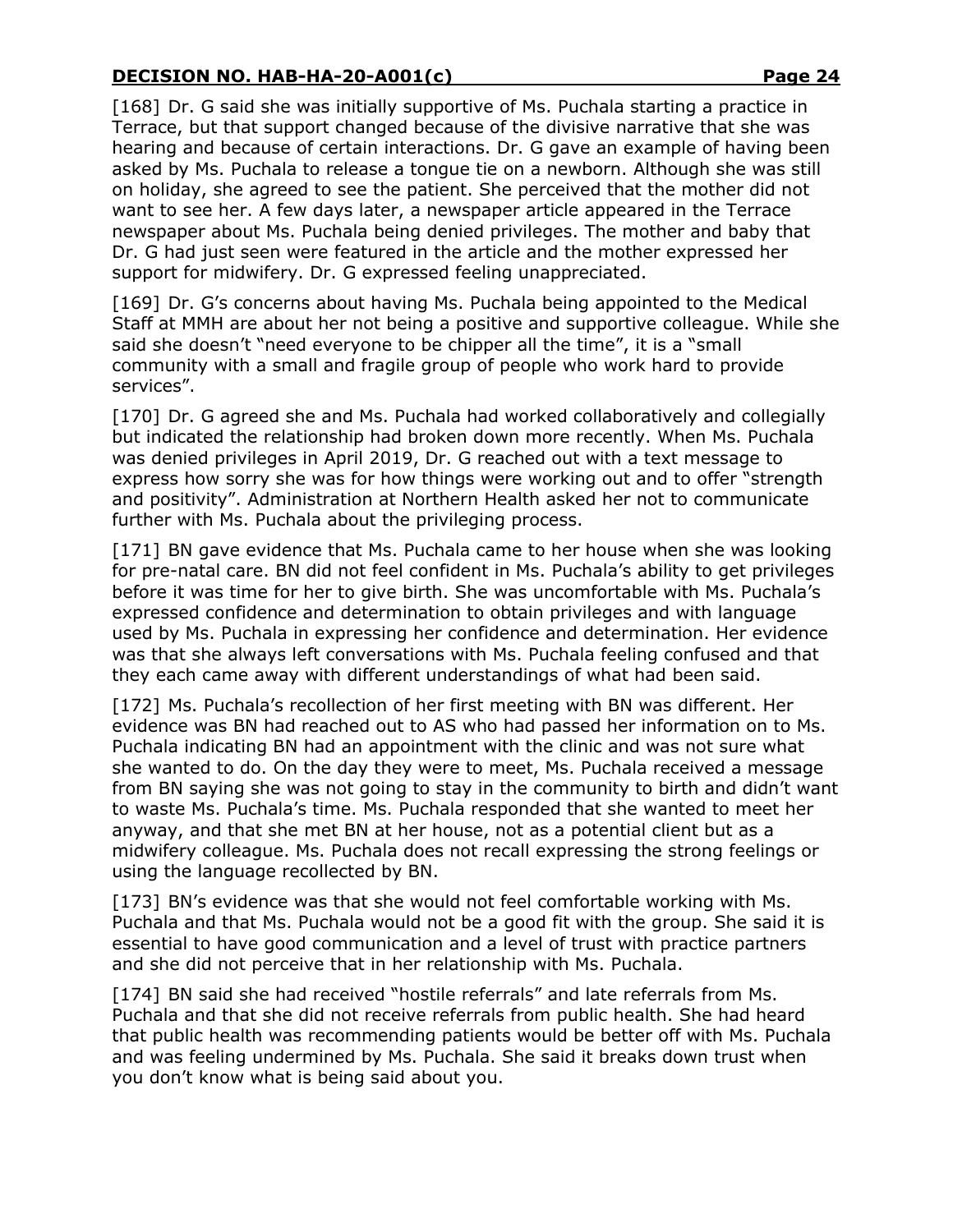[168] Dr. G said she was initially supportive of Ms. Puchala starting a practice in Terrace, but that support changed because of the divisive narrative that she was hearing and because of certain interactions. Dr. G gave an example of having been asked by Ms. Puchala to release a tongue tie on a newborn. Although she was still on holiday, she agreed to see the patient. She perceived that the mother did not want to see her. A few days later, a newspaper article appeared in the Terrace newspaper about Ms. Puchala being denied privileges. The mother and baby that Dr. G had just seen were featured in the article and the mother expressed her support for midwifery. Dr. G expressed feeling unappreciated.

[169] Dr. G's concerns about having Ms. Puchala being appointed to the Medical Staff at MMH are about her not being a positive and supportive colleague. While she said she doesn't "need everyone to be chipper all the time", it is a "small community with a small and fragile group of people who work hard to provide services".

[170] Dr. G agreed she and Ms. Puchala had worked collaboratively and collegially but indicated the relationship had broken down more recently. When Ms. Puchala was denied privileges in April 2019, Dr. G reached out with a text message to express how sorry she was for how things were working out and to offer "strength and positivity". Administration at Northern Health asked her not to communicate further with Ms. Puchala about the privileging process.

[171] BN gave evidence that Ms. Puchala came to her house when she was looking for pre-natal care. BN did not feel confident in Ms. Puchala's ability to get privileges before it was time for her to give birth. She was uncomfortable with Ms. Puchala's expressed confidence and determination to obtain privileges and with language used by Ms. Puchala in expressing her confidence and determination. Her evidence was that she always left conversations with Ms. Puchala feeling confused and that they each came away with different understandings of what had been said.

[172] Ms. Puchala's recollection of her first meeting with BN was different. Her evidence was BN had reached out to AS who had passed her information on to Ms. Puchala indicating BN had an appointment with the clinic and was not sure what she wanted to do. On the day they were to meet, Ms. Puchala received a message from BN saying she was not going to stay in the community to birth and didn't want to waste Ms. Puchala's time. Ms. Puchala responded that she wanted to meet her anyway, and that she met BN at her house, not as a potential client but as a midwifery colleague. Ms. Puchala does not recall expressing the strong feelings or using the language recollected by BN.

[173] BN's evidence was that she would not feel comfortable working with Ms. Puchala and that Ms. Puchala would not be a good fit with the group. She said it is essential to have good communication and a level of trust with practice partners and she did not perceive that in her relationship with Ms. Puchala.

[174] BN said she had received "hostile referrals" and late referrals from Ms. Puchala and that she did not receive referrals from public health. She had heard that public health was recommending patients would be better off with Ms. Puchala and was feeling undermined by Ms. Puchala. She said it breaks down trust when you don't know what is being said about you.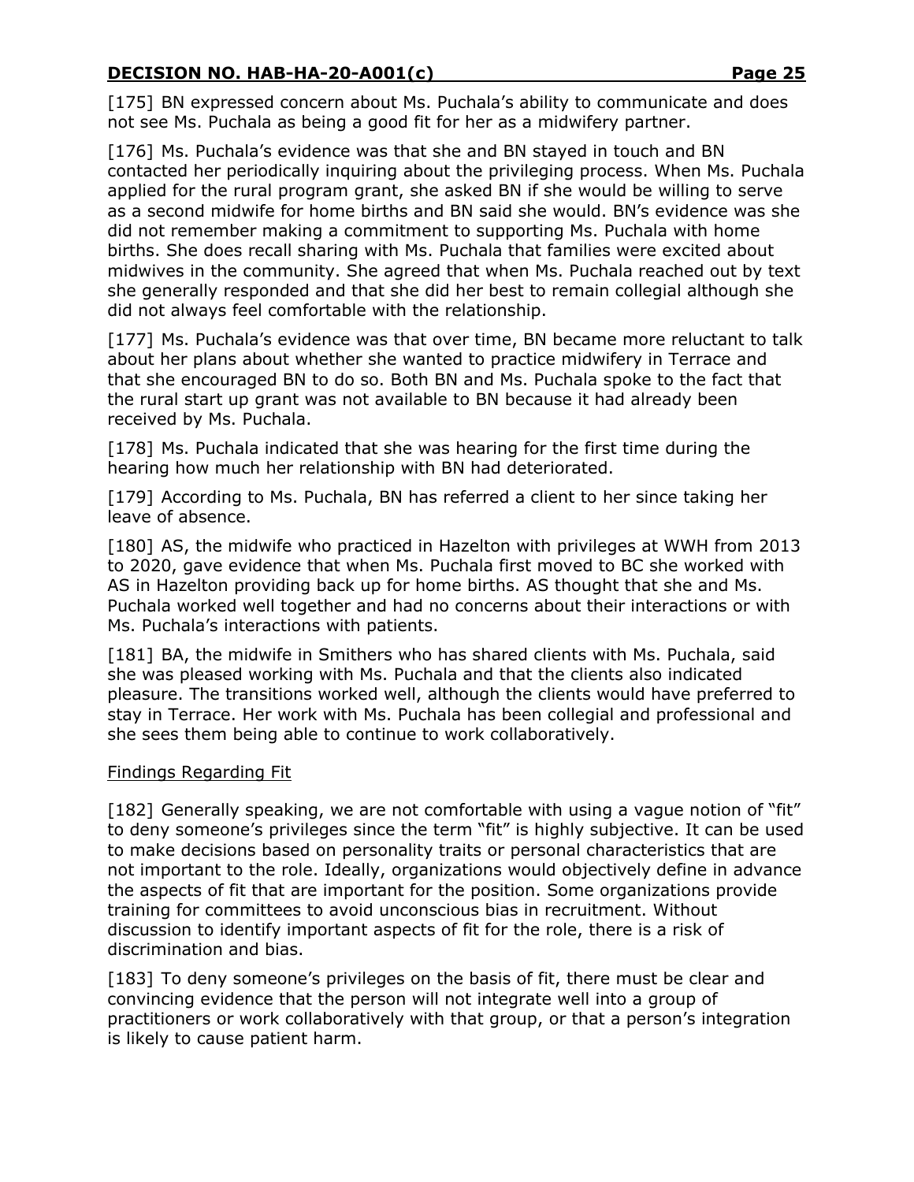[175] BN expressed concern about Ms. Puchala's ability to communicate and does not see Ms. Puchala as being a good fit for her as a midwifery partner.

[176] Ms. Puchala's evidence was that she and BN stayed in touch and BN contacted her periodically inquiring about the privileging process. When Ms. Puchala applied for the rural program grant, she asked BN if she would be willing to serve as a second midwife for home births and BN said she would. BN's evidence was she did not remember making a commitment to supporting Ms. Puchala with home births. She does recall sharing with Ms. Puchala that families were excited about midwives in the community. She agreed that when Ms. Puchala reached out by text she generally responded and that she did her best to remain collegial although she did not always feel comfortable with the relationship.

[177] Ms. Puchala's evidence was that over time, BN became more reluctant to talk about her plans about whether she wanted to practice midwifery in Terrace and that she encouraged BN to do so. Both BN and Ms. Puchala spoke to the fact that the rural start up grant was not available to BN because it had already been received by Ms. Puchala.

[178] Ms. Puchala indicated that she was hearing for the first time during the hearing how much her relationship with BN had deteriorated.

[179] According to Ms. Puchala, BN has referred a client to her since taking her leave of absence.

[180] AS, the midwife who practiced in Hazelton with privileges at WWH from 2013 to 2020, gave evidence that when Ms. Puchala first moved to BC she worked with AS in Hazelton providing back up for home births. AS thought that she and Ms. Puchala worked well together and had no concerns about their interactions or with Ms. Puchala's interactions with patients.

[181] BA, the midwife in Smithers who has shared clients with Ms. Puchala, said she was pleased working with Ms. Puchala and that the clients also indicated pleasure. The transitions worked well, although the clients would have preferred to stay in Terrace. Her work with Ms. Puchala has been collegial and professional and she sees them being able to continue to work collaboratively.

Findings Regarding Fit

[182] Generally speaking, we are not comfortable with using a vague notion of "fit" to deny someone's privileges since the term "fit" is highly subjective. It can be used to make decisions based on personality traits or personal characteristics that are not important to the role. Ideally, organizations would objectively define in advance the aspects of fit that are important for the position. Some organizations provide training for committees to avoid unconscious bias in recruitment. Without discussion to identify important aspects of fit for the role, there is a risk of discrimination and bias.

[183] To deny someone's privileges on the basis of fit, there must be clear and convincing evidence that the person will not integrate well into a group of practitioners or work collaboratively with that group, or that a person's integration is likely to cause patient harm.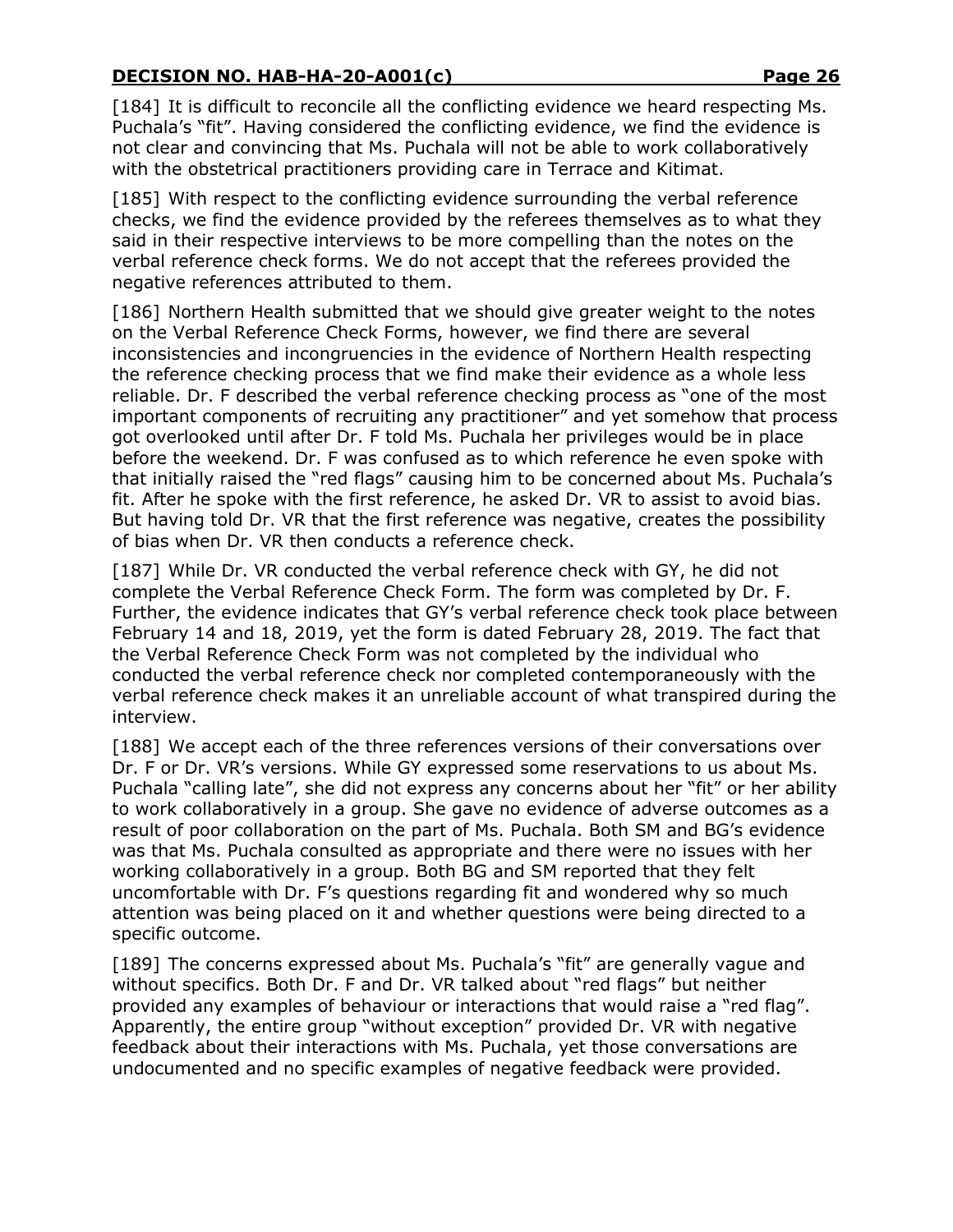[184] It is difficult to reconcile all the conflicting evidence we heard respecting Ms. Puchala's "fit". Having considered the conflicting evidence, we find the evidence is not clear and convincing that Ms. Puchala will not be able to work collaboratively with the obstetrical practitioners providing care in Terrace and Kitimat.

[185] With respect to the conflicting evidence surrounding the verbal reference checks, we find the evidence provided by the referees themselves as to what they said in their respective interviews to be more compelling than the notes on the verbal reference check forms. We do not accept that the referees provided the negative references attributed to them.

[186] Northern Health submitted that we should give greater weight to the notes on the Verbal Reference Check Forms, however, we find there are several inconsistencies and incongruencies in the evidence of Northern Health respecting the reference checking process that we find make their evidence as a whole less reliable. Dr. F described the verbal reference checking process as "one of the most important components of recruiting any practitioner" and yet somehow that process got overlooked until after Dr. F told Ms. Puchala her privileges would be in place before the weekend. Dr. F was confused as to which reference he even spoke with that initially raised the "red flags" causing him to be concerned about Ms. Puchala's fit. After he spoke with the first reference, he asked Dr. VR to assist to avoid bias. But having told Dr. VR that the first reference was negative, creates the possibility of bias when Dr. VR then conducts a reference check.

[187] While Dr. VR conducted the verbal reference check with GY, he did not complete the Verbal Reference Check Form. The form was completed by Dr. F. Further, the evidence indicates that GY's verbal reference check took place between February 14 and 18, 2019, yet the form is dated February 28, 2019. The fact that the Verbal Reference Check Form was not completed by the individual who conducted the verbal reference check nor completed contemporaneously with the verbal reference check makes it an unreliable account of what transpired during the interview.

[188] We accept each of the three references versions of their conversations over Dr. F or Dr. VR's versions. While GY expressed some reservations to us about Ms. Puchala "calling late", she did not express any concerns about her "fit" or her ability to work collaboratively in a group. She gave no evidence of adverse outcomes as a result of poor collaboration on the part of Ms. Puchala. Both SM and BG's evidence was that Ms. Puchala consulted as appropriate and there were no issues with her working collaboratively in a group. Both BG and SM reported that they felt uncomfortable with Dr. F's questions regarding fit and wondered why so much attention was being placed on it and whether questions were being directed to a specific outcome.

[189] The concerns expressed about Ms. Puchala's "fit" are generally vague and without specifics. Both Dr. F and Dr. VR talked about "red flags" but neither provided any examples of behaviour or interactions that would raise a "red flag". Apparently, the entire group "without exception" provided Dr. VR with negative feedback about their interactions with Ms. Puchala, yet those conversations are undocumented and no specific examples of negative feedback were provided.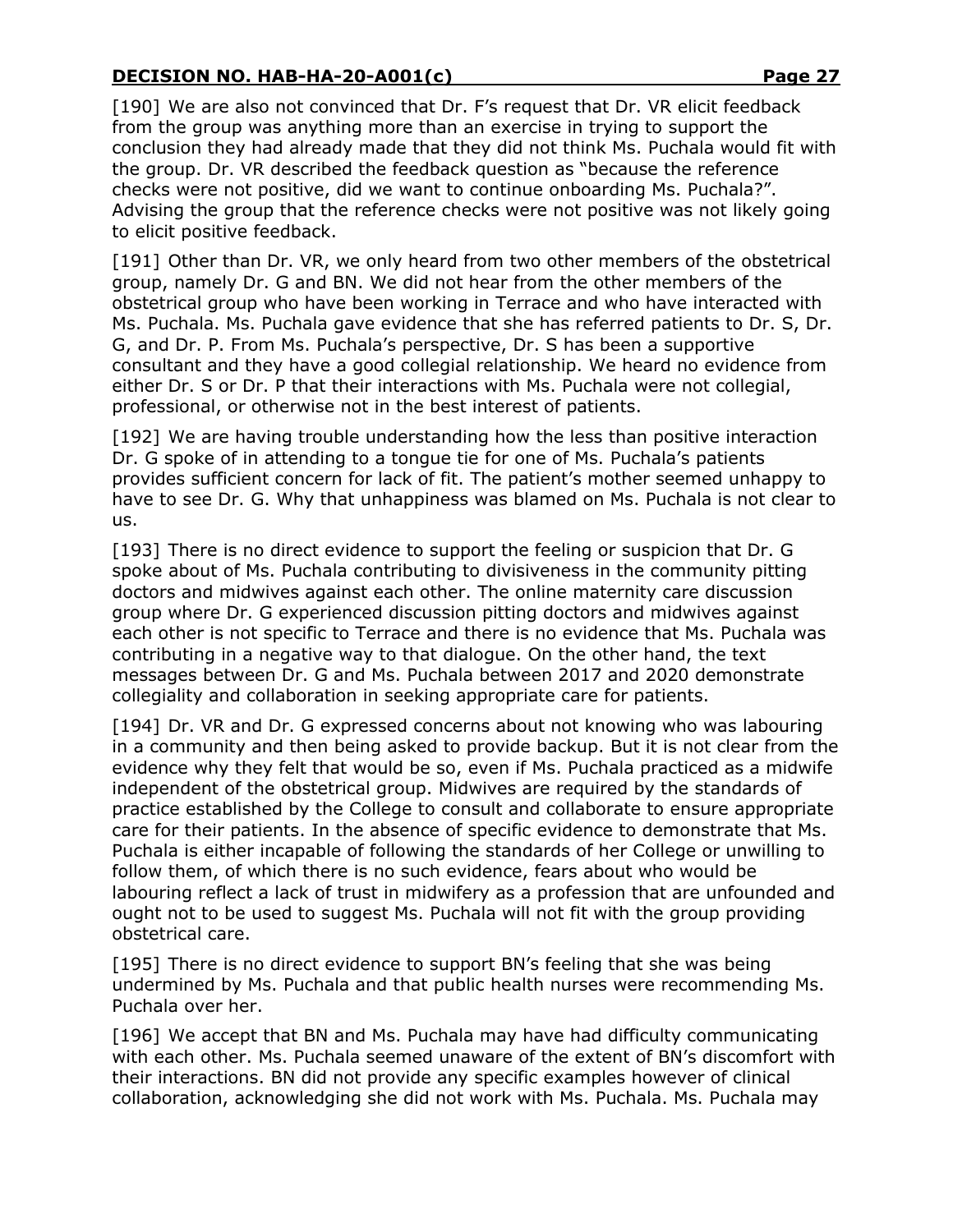[190] We are also not convinced that Dr. F's request that Dr. VR elicit feedback from the group was anything more than an exercise in trying to support the conclusion they had already made that they did not think Ms. Puchala would fit with the group. Dr. VR described the feedback question as "because the reference checks were not positive, did we want to continue onboarding Ms. Puchala?". Advising the group that the reference checks were not positive was not likely going to elicit positive feedback.

[191] Other than Dr. VR, we only heard from two other members of the obstetrical group, namely Dr. G and BN. We did not hear from the other members of the obstetrical group who have been working in Terrace and who have interacted with Ms. Puchala. Ms. Puchala gave evidence that she has referred patients to Dr. S, Dr. G, and Dr. P. From Ms. Puchala's perspective, Dr. S has been a supportive consultant and they have a good collegial relationship. We heard no evidence from either Dr. S or Dr. P that their interactions with Ms. Puchala were not collegial, professional, or otherwise not in the best interest of patients.

[192] We are having trouble understanding how the less than positive interaction Dr. G spoke of in attending to a tongue tie for one of Ms. Puchala's patients provides sufficient concern for lack of fit. The patient's mother seemed unhappy to have to see Dr. G. Why that unhappiness was blamed on Ms. Puchala is not clear to us.

[193] There is no direct evidence to support the feeling or suspicion that Dr. G spoke about of Ms. Puchala contributing to divisiveness in the community pitting doctors and midwives against each other. The online maternity care discussion group where Dr. G experienced discussion pitting doctors and midwives against each other is not specific to Terrace and there is no evidence that Ms. Puchala was contributing in a negative way to that dialogue. On the other hand, the text messages between Dr. G and Ms. Puchala between 2017 and 2020 demonstrate collegiality and collaboration in seeking appropriate care for patients.

[194] Dr. VR and Dr. G expressed concerns about not knowing who was labouring in a community and then being asked to provide backup. But it is not clear from the evidence why they felt that would be so, even if Ms. Puchala practiced as a midwife independent of the obstetrical group. Midwives are required by the standards of practice established by the College to consult and collaborate to ensure appropriate care for their patients. In the absence of specific evidence to demonstrate that Ms. Puchala is either incapable of following the standards of her College or unwilling to follow them, of which there is no such evidence, fears about who would be labouring reflect a lack of trust in midwifery as a profession that are unfounded and ought not to be used to suggest Ms. Puchala will not fit with the group providing obstetrical care.

[195] There is no direct evidence to support BN's feeling that she was being undermined by Ms. Puchala and that public health nurses were recommending Ms. Puchala over her.

[196] We accept that BN and Ms. Puchala may have had difficulty communicating with each other. Ms. Puchala seemed unaware of the extent of BN's discomfort with their interactions. BN did not provide any specific examples however of clinical collaboration, acknowledging she did not work with Ms. Puchala. Ms. Puchala may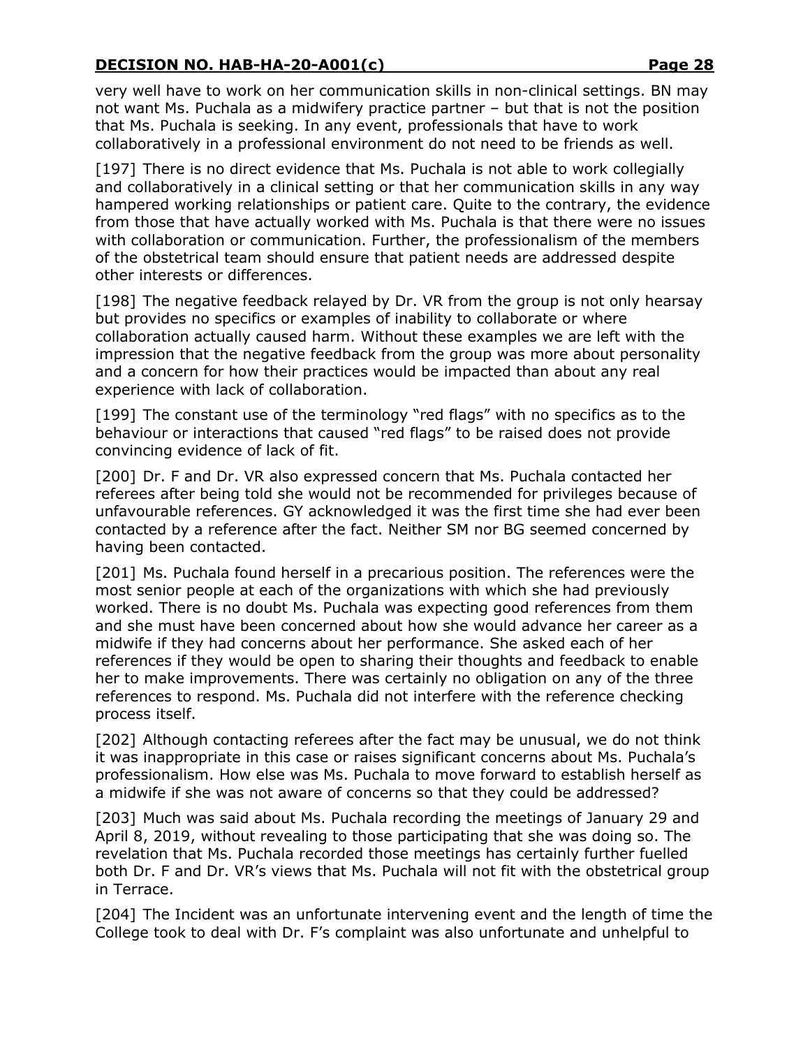very well have to work on her communication skills in non-clinical settings. BN may not want Ms. Puchala as a midwifery practice partner – but that is not the position that Ms. Puchala is seeking. In any event, professionals that have to work collaboratively in a professional environment do not need to be friends as well.

[197] There is no direct evidence that Ms. Puchala is not able to work collegially and collaboratively in a clinical setting or that her communication skills in any way hampered working relationships or patient care. Quite to the contrary, the evidence from those that have actually worked with Ms. Puchala is that there were no issues with collaboration or communication. Further, the professionalism of the members of the obstetrical team should ensure that patient needs are addressed despite other interests or differences.

[198] The negative feedback relayed by Dr. VR from the group is not only hearsay but provides no specifics or examples of inability to collaborate or where collaboration actually caused harm. Without these examples we are left with the impression that the negative feedback from the group was more about personality and a concern for how their practices would be impacted than about any real experience with lack of collaboration.

[199] The constant use of the terminology "red flags" with no specifics as to the behaviour or interactions that caused "red flags" to be raised does not provide convincing evidence of lack of fit.

[200] Dr. F and Dr. VR also expressed concern that Ms. Puchala contacted her referees after being told she would not be recommended for privileges because of unfavourable references. GY acknowledged it was the first time she had ever been contacted by a reference after the fact. Neither SM nor BG seemed concerned by having been contacted.

[201] Ms. Puchala found herself in a precarious position. The references were the most senior people at each of the organizations with which she had previously worked. There is no doubt Ms. Puchala was expecting good references from them and she must have been concerned about how she would advance her career as a midwife if they had concerns about her performance. She asked each of her references if they would be open to sharing their thoughts and feedback to enable her to make improvements. There was certainly no obligation on any of the three references to respond. Ms. Puchala did not interfere with the reference checking process itself.

[202] Although contacting referees after the fact may be unusual, we do not think it was inappropriate in this case or raises significant concerns about Ms. Puchala's professionalism. How else was Ms. Puchala to move forward to establish herself as a midwife if she was not aware of concerns so that they could be addressed?

[203] Much was said about Ms. Puchala recording the meetings of January 29 and April 8, 2019, without revealing to those participating that she was doing so. The revelation that Ms. Puchala recorded those meetings has certainly further fuelled both Dr. F and Dr. VR's views that Ms. Puchala will not fit with the obstetrical group in Terrace.

[204] The Incident was an unfortunate intervening event and the length of time the College took to deal with Dr. F's complaint was also unfortunate and unhelpful to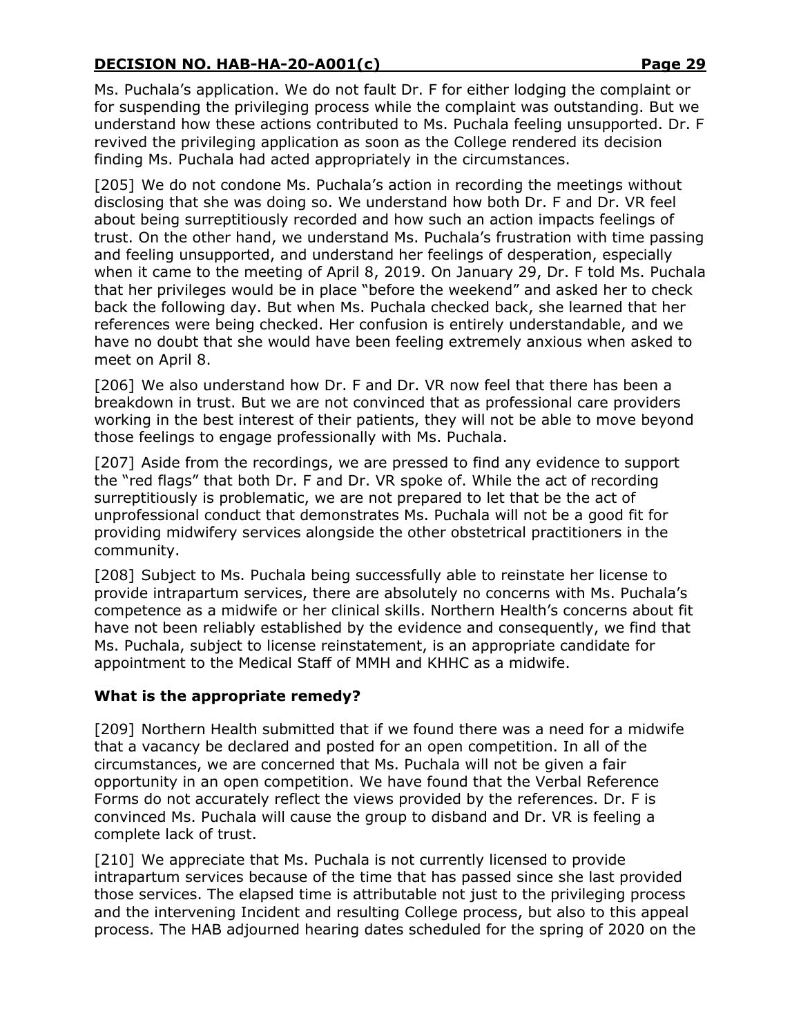Ms. Puchala's application. We do not fault Dr. F for either lodging the complaint or for suspending the privileging process while the complaint was outstanding. But we understand how these actions contributed to Ms. Puchala feeling unsupported. Dr. F revived the privileging application as soon as the College rendered its decision finding Ms. Puchala had acted appropriately in the circumstances.

[205] We do not condone Ms. Puchala's action in recording the meetings without disclosing that she was doing so. We understand how both Dr. F and Dr. VR feel about being surreptitiously recorded and how such an action impacts feelings of trust. On the other hand, we understand Ms. Puchala's frustration with time passing and feeling unsupported, and understand her feelings of desperation, especially when it came to the meeting of April 8, 2019. On January 29, Dr. F told Ms. Puchala that her privileges would be in place "before the weekend" and asked her to check back the following day. But when Ms. Puchala checked back, she learned that her references were being checked. Her confusion is entirely understandable, and we have no doubt that she would have been feeling extremely anxious when asked to meet on April 8.

[206] We also understand how Dr. F and Dr. VR now feel that there has been a breakdown in trust. But we are not convinced that as professional care providers working in the best interest of their patients, they will not be able to move beyond those feelings to engage professionally with Ms. Puchala.

[207] Aside from the recordings, we are pressed to find any evidence to support the "red flags" that both Dr. F and Dr. VR spoke of. While the act of recording surreptitiously is problematic, we are not prepared to let that be the act of unprofessional conduct that demonstrates Ms. Puchala will not be a good fit for providing midwifery services alongside the other obstetrical practitioners in the community.

[208] Subject to Ms. Puchala being successfully able to reinstate her license to provide intrapartum services, there are absolutely no concerns with Ms. Puchala's competence as a midwife or her clinical skills. Northern Health's concerns about fit have not been reliably established by the evidence and consequently, we find that Ms. Puchala, subject to license reinstatement, is an appropriate candidate for appointment to the Medical Staff of MMH and KHHC as a midwife.

### What is the appropriate remedy?

[209] Northern Health submitted that if we found there was a need for a midwife that a vacancy be declared and posted for an open competition. In all of the circumstances, we are concerned that Ms. Puchala will not be given a fair opportunity in an open competition. We have found that the Verbal Reference Forms do not accurately reflect the views provided by the references. Dr. F is convinced Ms. Puchala will cause the group to disband and Dr. VR is feeling a complete lack of trust.

[210] We appreciate that Ms. Puchala is not currently licensed to provide intrapartum services because of the time that has passed since she last provided those services. The elapsed time is attributable not just to the privileging process and the intervening Incident and resulting College process, but also to this appeal process. The HAB adjourned hearing dates scheduled for the spring of 2020 on the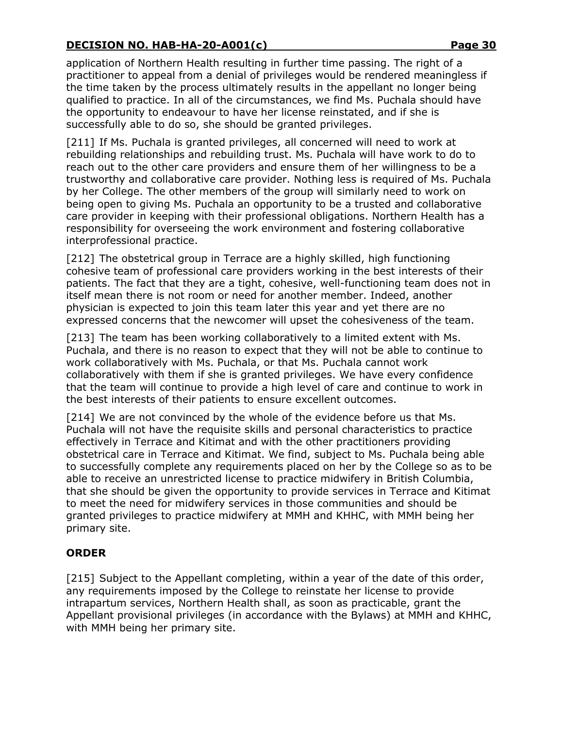application of Northern Health resulting in further time passing. The right of a practitioner to appeal from a denial of privileges would be rendered meaningless if the time taken by the process ultimately results in the appellant no longer being qualified to practice. In all of the circumstances, we find Ms. Puchala should have the opportunity to endeavour to have her license reinstated, and if she is successfully able to do so, she should be granted privileges.

[211] If Ms. Puchala is granted privileges, all concerned will need to work at rebuilding relationships and rebuilding trust. Ms. Puchala will have work to do to reach out to the other care providers and ensure them of her willingness to be a trustworthy and collaborative care provider. Nothing less is required of Ms. Puchala by her College. The other members of the group will similarly need to work on being open to giving Ms. Puchala an opportunity to be a trusted and collaborative care provider in keeping with their professional obligations. Northern Health has a responsibility for overseeing the work environment and fostering collaborative interprofessional practice.

[212] The obstetrical group in Terrace are a highly skilled, high functioning cohesive team of professional care providers working in the best interests of their patients. The fact that they are a tight, cohesive, well-functioning team does not in itself mean there is not room or need for another member. Indeed, another physician is expected to join this team later this year and yet there are no expressed concerns that the newcomer will upset the cohesiveness of the team.

[213] The team has been working collaboratively to a limited extent with Ms. Puchala, and there is no reason to expect that they will not be able to continue to work collaboratively with Ms. Puchala, or that Ms. Puchala cannot work collaboratively with them if she is granted privileges. We have every confidence that the team will continue to provide a high level of care and continue to work in the best interests of their patients to ensure excellent outcomes.

[214] We are not convinced by the whole of the evidence before us that Ms. Puchala will not have the requisite skills and personal characteristics to practice effectively in Terrace and Kitimat and with the other practitioners providing obstetrical care in Terrace and Kitimat. We find, subject to Ms. Puchala being able to successfully complete any requirements placed on her by the College so as to be able to receive an unrestricted license to practice midwifery in British Columbia, that she should be given the opportunity to provide services in Terrace and Kitimat to meet the need for midwifery services in those communities and should be granted privileges to practice midwifery at MMH and KHHC, with MMH being her primary site.

## ORDER

[215] Subject to the Appellant completing, within a year of the date of this order, any requirements imposed by the College to reinstate her license to provide intrapartum services, Northern Health shall, as soon as practicable, grant the Appellant provisional privileges (in accordance with the Bylaws) at MMH and KHHC, with MMH being her primary site.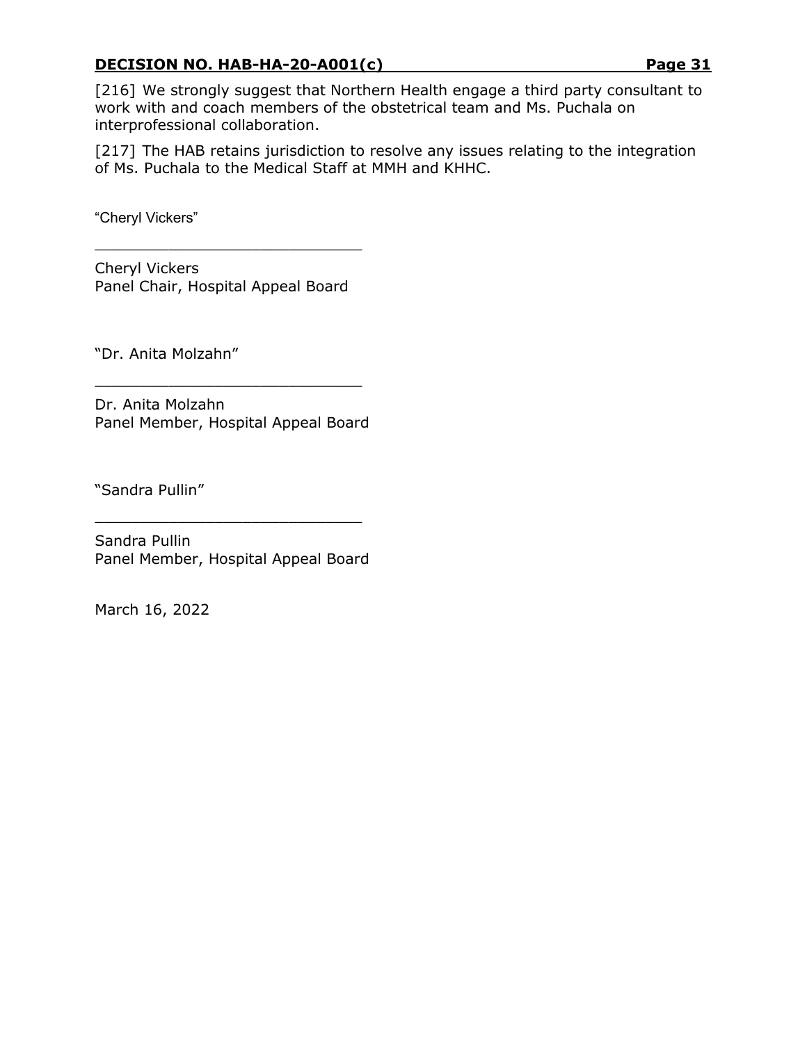[216] We strongly suggest that Northern Health engage a third party consultant to work with and coach members of the obstetrical team and Ms. Puchala on interprofessional collaboration.

[217] The HAB retains jurisdiction to resolve any issues relating to the integration of Ms. Puchala to the Medical Staff at MMH and KHHC.

"Cheryl Vickers"

______________________________

Cheryl Vickers
Panel Chair, Hospital Appeal Board

"Dr. Anita Molzahn"

______________________________

Dr. Anita Molzahn
Panel Member, Hospital Appeal Board

"Sandra Pullin"

______________________________

Sandra Pullin
Panel Member, Hospital Appeal Board

March 16, 2022